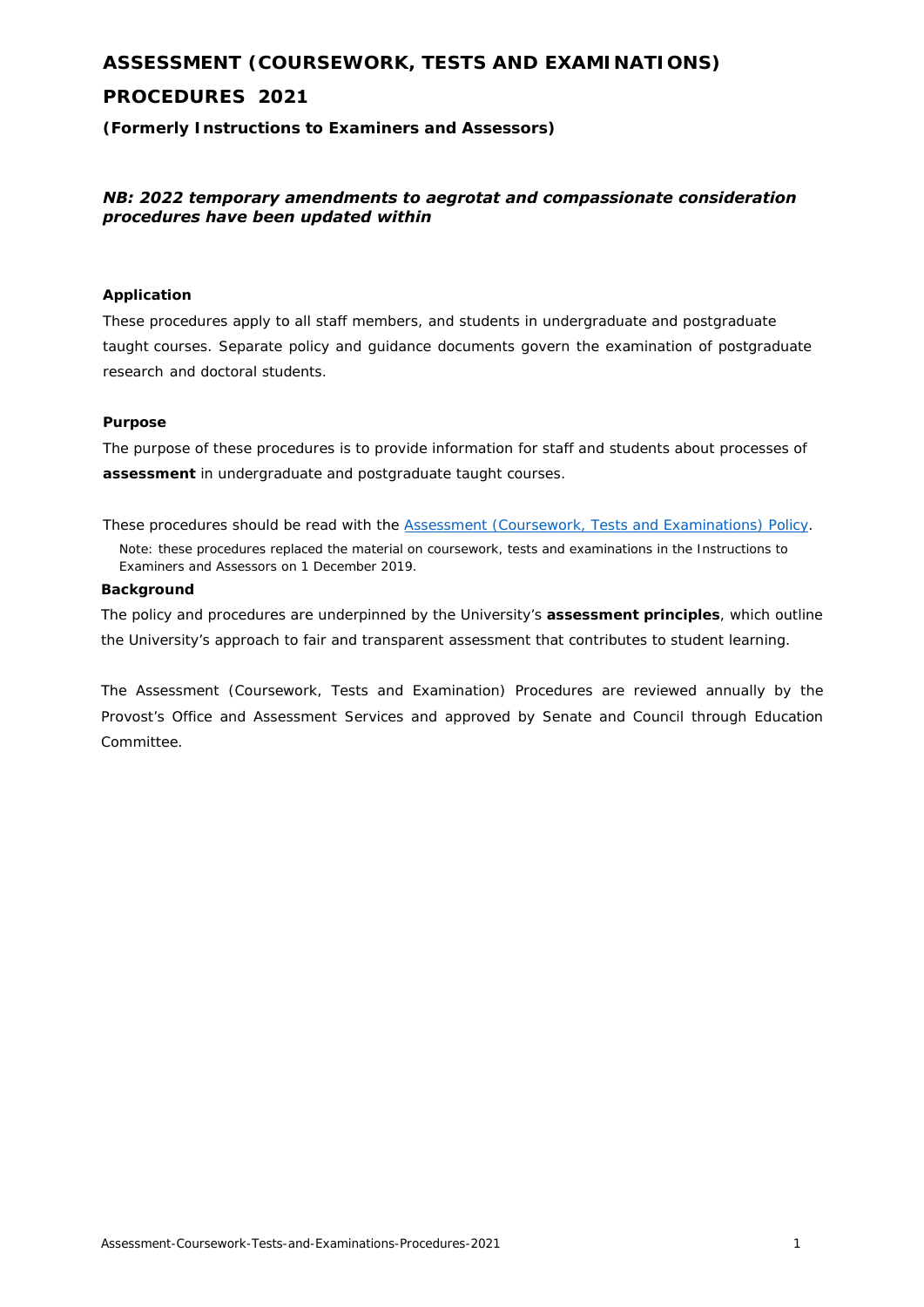# ASSESSMENT (COURSEWORK, TESTS AND EXAMINATIONS) PROCEDURES 2021

**(Formerly Instructions to Examiners and Assessors)**

***NB: 2022 temporary amendments to aegrotat and compassionate consideration procedures have been updated within***

### Application

These procedures apply to all staff members, and students in undergraduate and postgraduate taught courses. Separate policy and guidance documents govern the examination of postgraduate research and doctoral students.

### Purpose

The purpose of these procedures is to provide information for staff and students about processes of **assessment** in undergraduate and postgraduate taught courses.

These procedures should be read with the [Assessment (Coursework, Tests and Examinations) Policy](Assessment (Coursework, Tests and Examinations) Policy).

Note: these procedures replaced the material on coursework, tests and examinations in the Instructions to Examiners and Assessors on 1 December 2019.

### Background

The policy and procedures are underpinned by the University's **assessment principles**, which outline the University's approach to fair and transparent assessment that contributes to student learning.

The Assessment (Coursework, Tests and Examination) Procedures are reviewed annually by the Provost's Office and Assessment Services and approved by Senate and Council through Education Committee.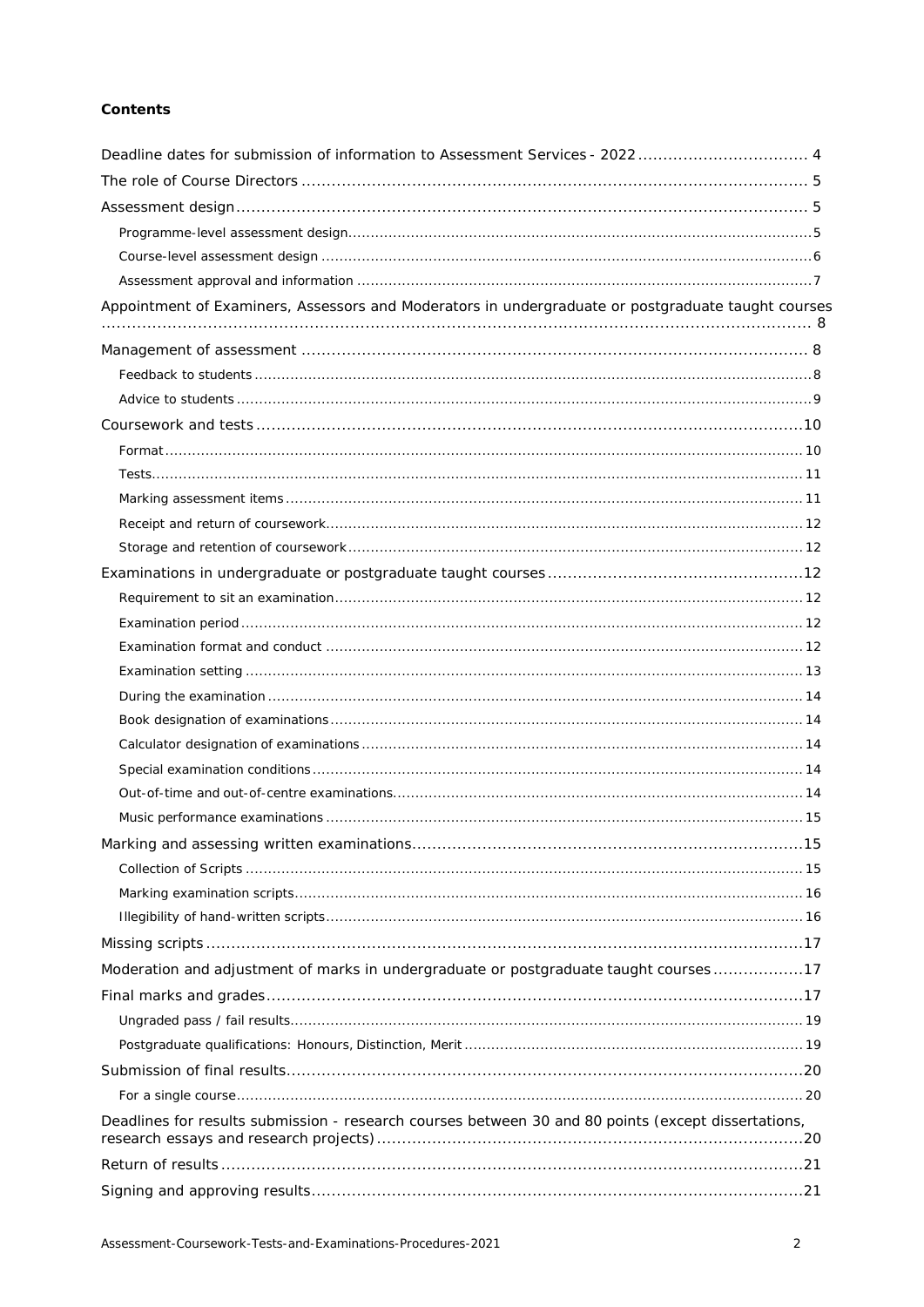**Contents**

Deadline dates for submission of information to Assessment Services - 2022 ... 4

The role of Course Directors ... 5

Assessment design ... 5

- Programme-level assessment design ... 5
- Course-level assessment design ... 6
- Assessment approval and information ... 7

Appointment of Examiners, Assessors and Moderators in undergraduate or postgraduate taught courses ... 8

Management of assessment ... 8

- Feedback to students ... 8
- Advice to students ... 9

Coursework and tests ... 10

- Format ... 10
- Tests ... 11
- Marking assessment items ... 11
- Receipt and return of coursework ... 12
- Storage and retention of coursework ... 12

Examinations in undergraduate or postgraduate taught courses ... 12

- Requirement to sit an examination ... 12
- Examination period ... 12
- Examination format and conduct ... 12
- Examination setting ... 13
- During the examination ... 14
- Book designation of examinations ... 14
- Calculator designation of examinations ... 14
- Special examination conditions ... 14
- Out-of-time and out-of-centre examinations ... 14
- Music performance examinations ... 15

Marking and assessing written examinations ... 15

- Collection of Scripts ... 15
- Marking examination scripts ... 16
- Illegibility of hand-written scripts ... 16

Missing scripts ... 17

Moderation and adjustment of marks in undergraduate or postgraduate taught courses ... 17

Final marks and grades ... 17

- Ungraded pass / fail results ... 19
- Postgraduate qualifications: Honours, Distinction, Merit ... 19

Submission of final results ... 20

- For a single course ... 20

Deadlines for results submission - research courses between 30 and 80 points (except dissertations, research essays and research projects) ... 20

Return of results ... 21

Signing and approving results ... 21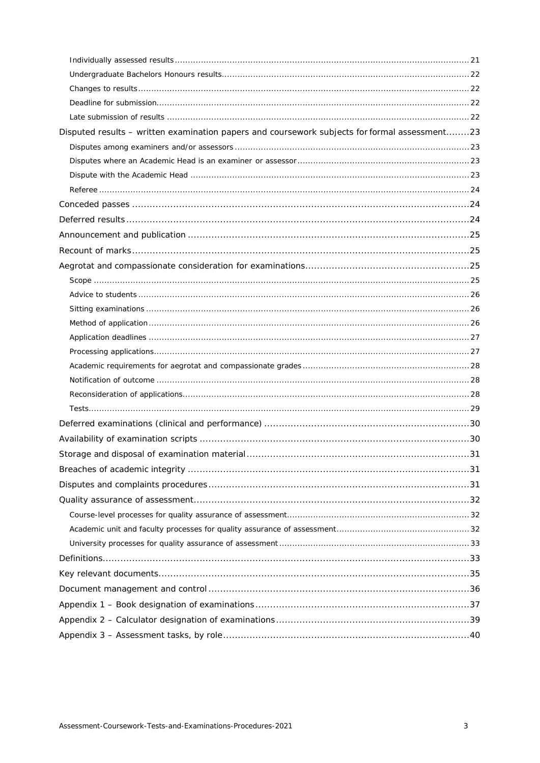- Individually assessed results ... 21
- Undergraduate Bachelors Honours results ... 22
- Changes to results ... 22
- Deadline for submission ... 22
- Late submission of results ... 22

Disputed results – written examination papers and coursework subjects for formal assessment ... 23

- Disputes among examiners and/or assessors ... 23
- Disputes where an Academic Head is an examiner or assessor ... 23
- Dispute with the Academic Head ... 23
- Referee ... 24

Conceded passes ... 24

Deferred results ... 24

Announcement and publication ... 25

Recount of marks ... 25

Aegrotat and compassionate consideration for examinations ... 25

- Scope ... 25
- Advice to students ... 26
- Sitting examinations ... 26
- Method of application ... 26
- Application deadlines ... 27
- Processing applications ... 27
- Academic requirements for aegrotat and compassionate grades ... 28
- Notification of outcome ... 28
- Reconsideration of applications ... 28
- Tests ... 29

Deferred examinations (clinical and performance) ... 30

Availability of examination scripts ... 30

Storage and disposal of examination material ... 31

Breaches of academic integrity ... 31

Disputes and complaints procedures ... 31

Quality assurance of assessment ... 32

- Course-level processes for quality assurance of assessment ... 32
- Academic unit and faculty processes for quality assurance of assessment ... 32
- University processes for quality assurance of assessment ... 33

Definitions ... 33

Key relevant documents ... 35

Document management and control ... 36

Appendix 1 – Book designation of examinations ... 37

Appendix 2 – Calculator designation of examinations ... 39

Appendix 3 – Assessment tasks, by role ... 40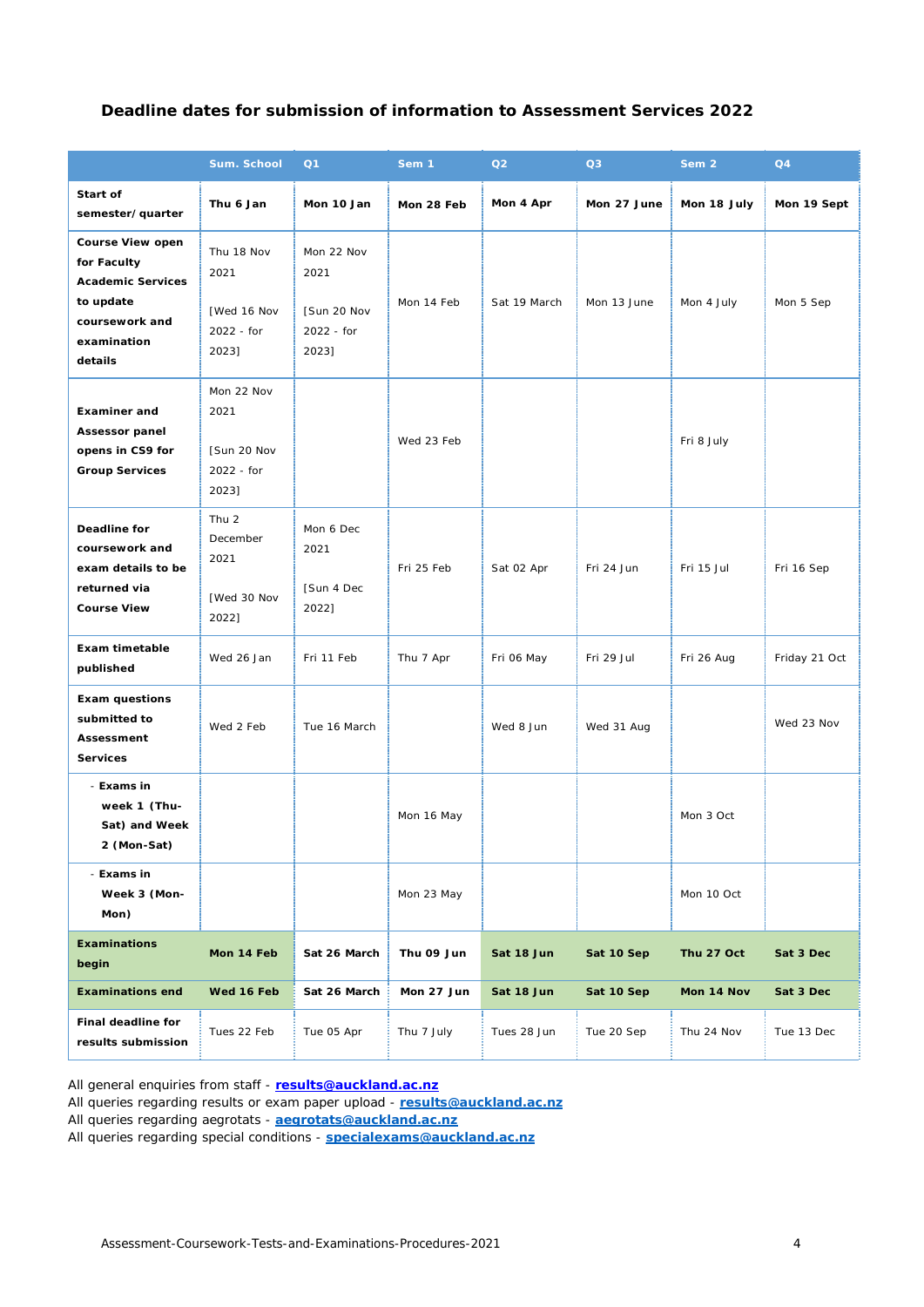### Deadline dates for submission of information to Assessment Services 2022

| | Sum. School | Q1 | Sem 1 | Q2 | Q3 | Sem 2 | Q4 |
|---|---|---|---|---|---|---|---|
| **Start of semester/ quarter** | **Thu 6 Jan** | **Mon 10 Jan** | **Mon 28 Feb** | **Mon 4 Apr** | **Mon 27 June** | **Mon 18 July** | **Mon 19 Sept** |
| **Course View open for Faculty Academic Services to update coursework and examination details** | Thu 18 Nov 2021 [Wed 16 Nov 2022 - for 2023] | Mon 22 Nov 2021 [Sun 20 Nov 2022 - for 2023] | Mon 14 Feb | Sat 19 March | Mon 13 June | Mon 4 July | Mon 5 Sep |
| **Examiner and Assessor panel opens in CS9 for Group Services** | Mon 22 Nov 2021 [Sun 20 Nov 2022 - for 2023] | | Wed 23 Feb | | | Fri 8 July | |
| **Deadline for coursework and exam details to be returned via Course View** | Thu 2 December 2021 [Wed 30 Nov 2022] | Mon 6 Dec 2021 [Sun 4 Dec 2022] | Fri 25 Feb | Sat 02 Apr | Fri 24 Jun | Fri 15 Jul | Fri 16 Sep |
| **Exam timetable published** | Wed 26 Jan | Fri 11 Feb | Thu 7 Apr | Fri 06 May | Fri 29 Jul | Fri 26 Aug | Friday 21 Oct |
| **Exam questions submitted to Assessment Services** | Wed 2 Feb | Tue 16 March | | Wed 8 Jun | Wed 31 Aug | | Wed 23 Nov |
| - **Exams in week 1 (Thu-Sat) and Week 2 (Mon-Sat)** | | | Mon 16 May | | | Mon 3 Oct | |
| - **Exams in Week 3 (Mon-Mon)** | | | Mon 23 May | | | Mon 10 Oct | |
| **Examinations begin** | **Mon 14 Feb** | **Sat 26 March** | **Thu 09 Jun** | **Sat 18 Jun** | **Sat 10 Sep** | **Thu 27 Oct** | **Sat 3 Dec** |
| **Examinations end** | **Wed 16 Feb** | **Sat 26 March** | **Mon 27 Jun** | **Sat 18 Jun** | **Sat 10 Sep** | **Mon 14 Nov** | **Sat 3 Dec** |
| **Final deadline for results submission** | Tues 22 Feb | Tue 05 Apr | Thu 7 July | Tues 28 Jun | Tue 20 Sep | Thu 24 Nov | Tue 13 Dec |

All general enquiries from staff - **results@auckland.ac.nz**
All queries regarding results or exam paper upload - **results@auckland.ac.nz**
All queries regarding aegrotats - **aegrotats@auckland.ac.nz**
All queries regarding special conditions - **specialexams@auckland.ac.nz**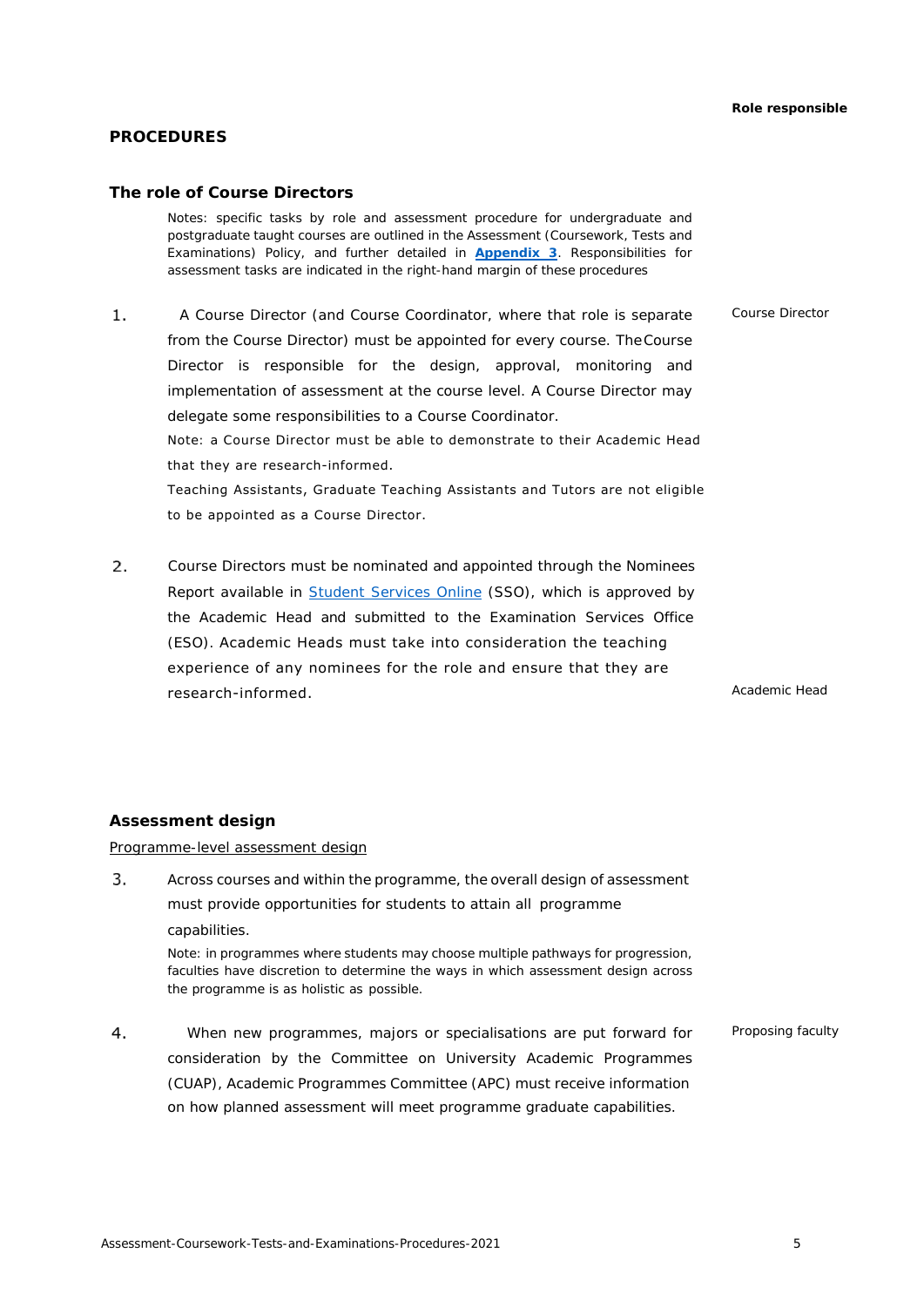**Role responsible**

## PROCEDURES

### The role of Course Directors

Notes: specific tasks by role and assessment procedure for undergraduate and postgraduate taught courses are outlined in the Assessment (Coursework, Tests and Examinations) Policy, and further detailed in **Appendix 3**. Responsibilities for assessment tasks are indicated in the right-hand margin of these procedures

1. A Course Director (and Course Coordinator, where that role is separate from the Course Director) must be appointed for every course. The Course Director is responsible for the design, approval, monitoring and implementation of assessment at the course level. A Course Director may delegate some responsibilities to a Course Coordinator. — *Course Director*

   Note: a Course Director must be able to demonstrate to their Academic Head that they are research-informed.

   Teaching Assistants, Graduate Teaching Assistants and Tutors are not eligible to be appointed as a Course Director.

2. Course Directors must be nominated and appointed through the Nominees Report available in Student Services Online (SSO), which is approved by the Academic Head and submitted to the Examination Services Office (ESO). Academic Heads must take into consideration the teaching experience of any nominees for the role and ensure that they are research-informed. — *Academic Head*

### Assessment design

Programme-level assessment design

3. Across courses and within the programme, the overall design of assessment must provide opportunities for students to attain all programme capabilities.

   Note: in programmes where students may choose multiple pathways for progression, faculties have discretion to determine the ways in which assessment design across the programme is as holistic as possible.

4. When new programmes, majors or specialisations are put forward for consideration by the Committee on University Academic Programmes (CUAP), Academic Programmes Committee (APC) must receive information on how planned assessment will meet programme graduate capabilities. — *Proposing faculty*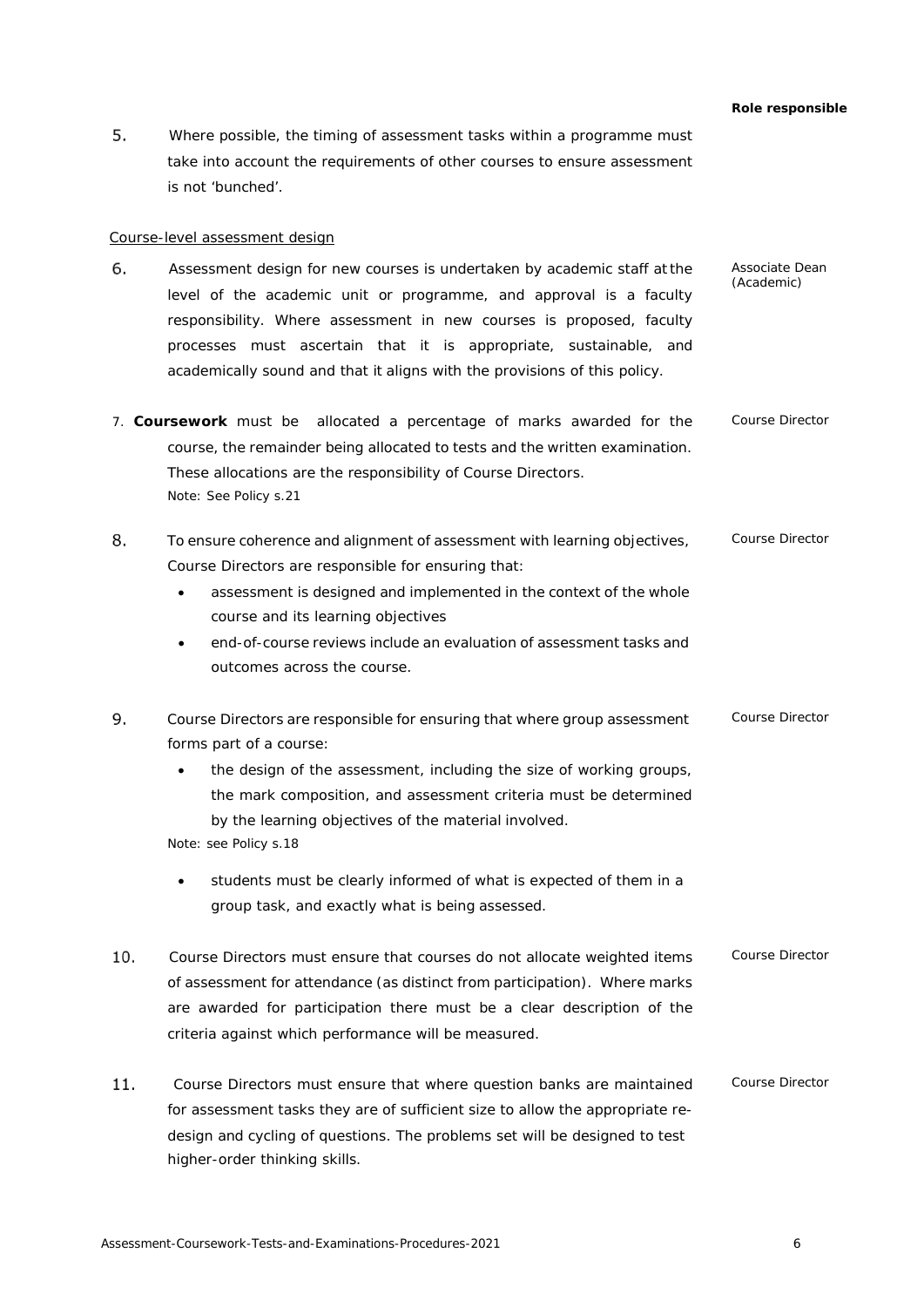**Role responsible**

5. Where possible, the timing of assessment tasks within a programme must take into account the requirements of other courses to ensure assessment is not 'bunched'.

Course-level assessment design

6. Assessment design for new courses is undertaken by academic staff at the level of the academic unit or programme, and approval is a faculty responsibility. Where assessment in new courses is proposed, faculty processes must ascertain that it is appropriate, sustainable, and academically sound and that it aligns with the provisions of this policy. — *Associate Dean (Academic)*

7. **Coursework** must be allocated a percentage of marks awarded for the course, the remainder being allocated to tests and the written examination. These allocations are the responsibility of Course Directors. — *Course Director*
   Note: See Policy s.21

8. To ensure coherence and alignment of assessment with learning objectives, Course Directors are responsible for ensuring that: — *Course Director*
   - assessment is designed and implemented in the context of the whole course and its learning objectives
   - end-of-course reviews include an evaluation of assessment tasks and outcomes across the course.

9. Course Directors are responsible for ensuring that where group assessment forms part of a course: — *Course Director*
   - the design of the assessment, including the size of working groups, the mark composition, and assessment criteria must be determined by the learning objectives of the material involved.

   Note: see Policy s.18

   - students must be clearly informed of what is expected of them in a group task, and exactly what is being assessed.

10. Course Directors must ensure that courses do not allocate weighted items of assessment for attendance (as distinct from participation). Where marks are awarded for participation there must be a clear description of the criteria against which performance will be measured. — *Course Director*

11. Course Directors must ensure that where question banks are maintained for assessment tasks they are of sufficient size to allow the appropriate re-design and cycling of questions. The problems set will be designed to test higher-order thinking skills. — *Course Director*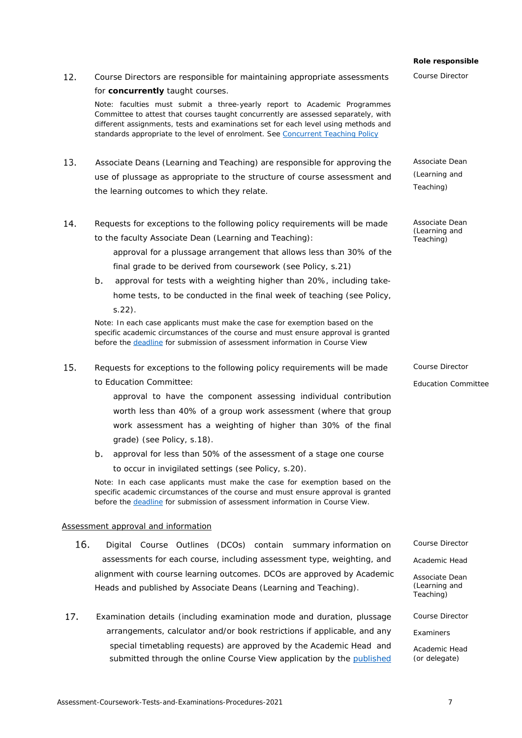| | | Role responsible |
|---|---|---|
| 12. | Course Directors are responsible for maintaining appropriate assessments for **concurrently** taught courses.<br><br>Note: faculties must submit a three-yearly report to Academic Programmes Committee to attest that courses taught concurrently are assessed separately, with different assignments, tests and examinations set for each level using methods and standards appropriate to the level of enrolment. See [Concurrent Teaching Policy](#) | Course Director |
| 13. | Associate Deans (Learning and Teaching) are responsible for approving the use of plussage as appropriate to the structure of course assessment and the learning outcomes to which they relate. | Associate Dean (Learning and Teaching) |
| 14. | Requests for exceptions to the following policy requirements will be made to the faculty Associate Dean (Learning and Teaching):<br>approval for a plussage arrangement that allows less than 30% of the final grade to be derived from coursework (see Policy, s.21)<br>b. approval for tests with a weighting higher than 20%, including take-home tests, to be conducted in the final week of teaching (see Policy, s.22).<br><br>Note: In each case applicants must make the case for exemption based on the specific academic circumstances of the course and must ensure approval is granted before the [deadline](#) for submission of assessment information in Course View | Associate Dean (Learning and Teaching) |
| 15. | Requests for exceptions to the following policy requirements will be made to Education Committee:<br>approval to have the component assessing individual contribution worth less than 40% of a group work assessment (where that group work assessment has a weighting of higher than 30% of the final grade) (see Policy, s.18).<br>b. approval for less than 50% of the assessment of a stage one course to occur in invigilated settings (see Policy, s.20).<br><br>Note: In each case applicants must make the case for exemption based on the specific academic circumstances of the course and must ensure approval is granted before the [deadline](#) for submission of assessment information in Course View. | Course Director<br><br>Education Committee |

<u>Assessment approval and information</u>

| | | |
|---|---|---|
| 16. | Digital Course Outlines (DCOs) contain summary information on assessments for each course, including assessment type, weighting, and alignment with course learning outcomes. DCOs are approved by Academic Heads and published by Associate Deans (Learning and Teaching). | Course Director<br><br>Academic Head<br><br>Associate Dean (Learning and Teaching) |
| 17. | Examination details (including examination mode and duration, plussage arrangements, calculator and/or book restrictions if applicable, and any special timetabling requests) are approved by the Academic Head and submitted through the online Course View application by the [published](#) | Course Director<br><br>Examiners<br><br>Academic Head (or delegate) |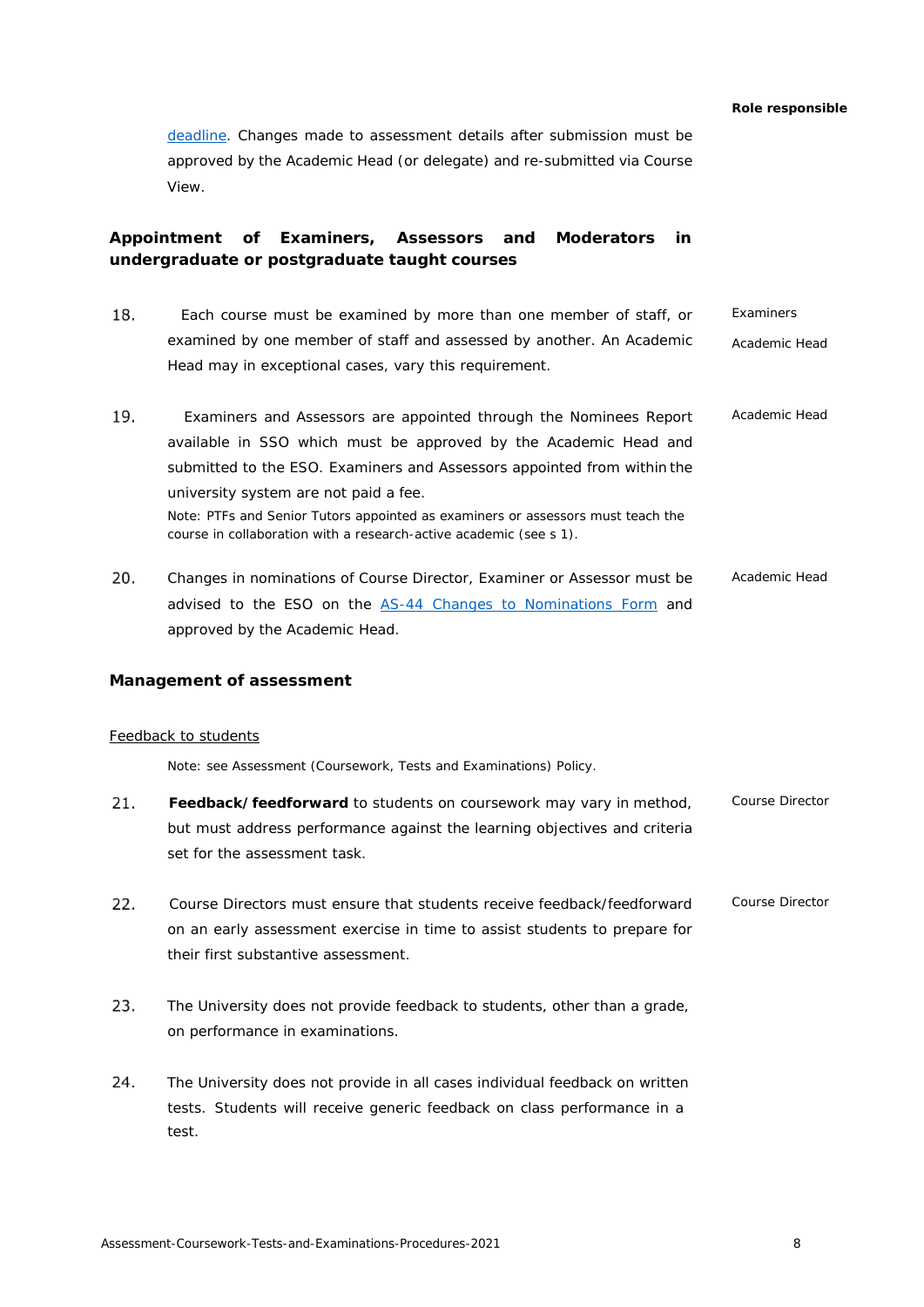| | | Role responsible |
|---|---|---|
| | deadline. Changes made to assessment details after submission must be approved by the Academic Head (or delegate) and re-submitted via Course View. | |

## Appointment of Examiners, Assessors and Moderators in undergraduate or postgraduate taught courses

| | | Role responsible |
|---|---|---|
| 18. | Each course must be examined by more than one member of staff, or examined by one member of staff and assessed by another. An Academic Head may in exceptional cases, vary this requirement. | Examiners<br>Academic Head |
| 19. | Examiners and Assessors are appointed through the Nominees Report available in SSO which must be approved by the Academic Head and submitted to the ESO. Examiners and Assessors appointed from within the university system are not paid a fee.<br>Note: PTFs and Senior Tutors appointed as examiners or assessors must teach the course in collaboration with a research-active academic (see s 1). | Academic Head |
| 20. | Changes in nominations of Course Director, Examiner or Assessor must be advised to the ESO on the AS-44 Changes to Nominations Form and approved by the Academic Head. | Academic Head |

## Management of assessment

<u>Feedback to students</u>

Note: see Assessment (Coursework, Tests and Examinations) Policy.

| | | Role responsible |
|---|---|---|
| 21. | **Feedback/feedforward** to students on coursework may vary in method, but must address performance against the learning objectives and criteria set for the assessment task. | Course Director |
| 22. | Course Directors must ensure that students receive feedback/feedforward on an early assessment exercise in time to assist students to prepare for their first substantive assessment. | Course Director |
| 23. | The University does not provide feedback to students, other than a grade, on performance in examinations. | |
| 24. | The University does not provide in all cases individual feedback on written tests. Students will receive generic feedback on class performance in a test. | |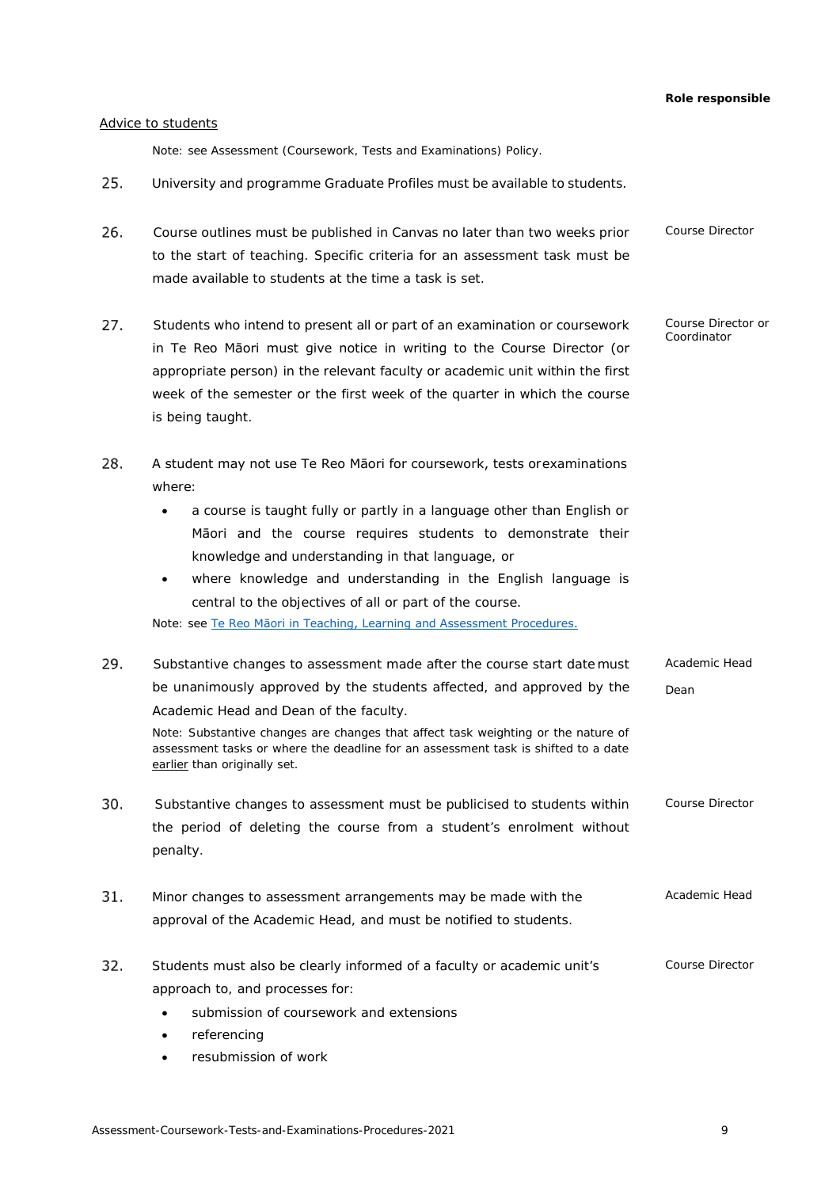**Role responsible**

Advice to students

Note: see Assessment (Coursework, Tests and Examinations) Policy.

25. University and programme Graduate Profiles must be available to students.

26. Course outlines must be published in Canvas no later than two weeks prior to the start of teaching. Specific criteria for an assessment task must be made available to students at the time a task is set. — Course Director

27. Students who intend to present all or part of an examination or coursework in Te Reo Māori must give notice in writing to the Course Director (or appropriate person) in the relevant faculty or academic unit within the first week of the semester or the first week of the quarter in which the course is being taught. — Course Director or Coordinator

28. A student may not use Te Reo Māori for coursework, tests or examinations where:
    - a course is taught fully or partly in a language other than English or Māori and the course requires students to demonstrate their knowledge and understanding in that language, or
    - where knowledge and understanding in the English language is central to the objectives of all or part of the course.

    Note: see [Te Reo Māori in Teaching, Learning and Assessment Procedures.]()

29. Substantive changes to assessment made after the course start date must be unanimously approved by the students affected, and approved by the Academic Head and Dean of the faculty. — Academic Head; Dean

    Note: Substantive changes are changes that affect task weighting or the nature of assessment tasks or where the deadline for an assessment task is shifted to a date earlier than originally set.

30. Substantive changes to assessment must be publicised to students within the period of deleting the course from a student's enrolment without penalty. — Course Director

31. Minor changes to assessment arrangements may be made with the approval of the Academic Head, and must be notified to students. — Academic Head

32. Students must also be clearly informed of a faculty or academic unit's approach to, and processes for: — Course Director
    - submission of coursework and extensions
    - referencing
    - resubmission of work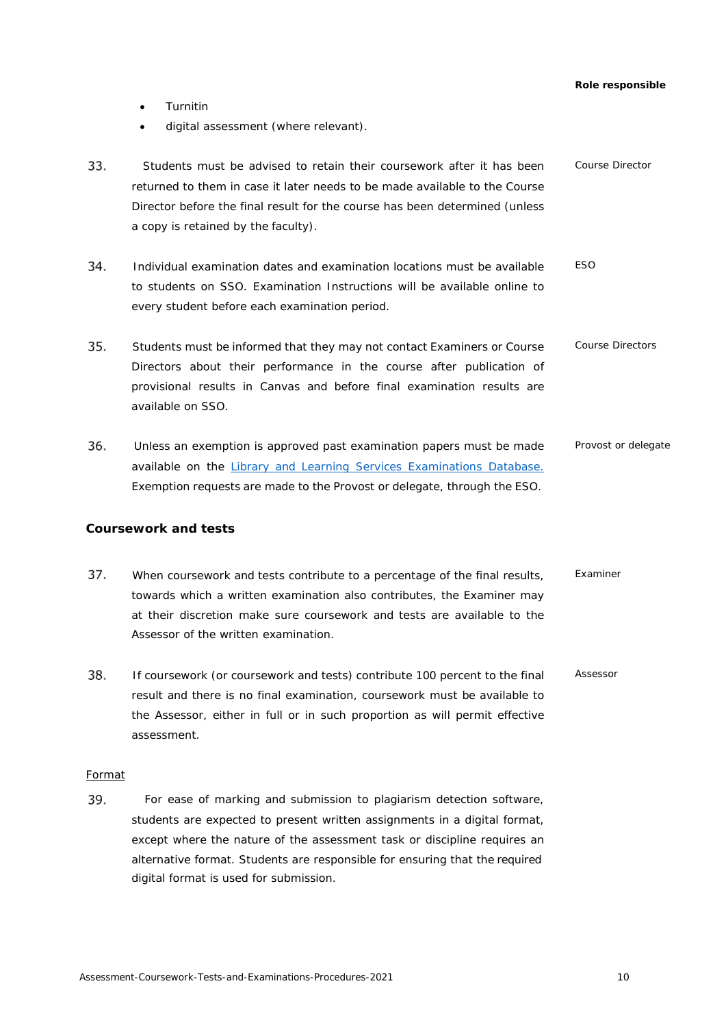**Role responsible**

- Turnitin
- digital assessment (where relevant).

| | | Role responsible |
|---|---|---|
| 33. | Students must be advised to retain their coursework after it has been returned to them in case it later needs to be made available to the Course Director before the final result for the course has been determined (unless a copy is retained by the faculty). | Course Director |
| 34. | Individual examination dates and examination locations must be available to students on SSO. Examination Instructions will be available online to every student before each examination period. | ESO |
| 35. | Students must be informed that they may not contact Examiners or Course Directors about their performance in the course after publication of provisional results in Canvas and before final examination results are available on SSO. | Course Directors |
| 36. | Unless an exemption is approved past examination papers must be made available on the [Library and Learning Services Examinations Database.](#) Exemption requests are made to the Provost or delegate, through the ESO. | Provost or delegate |

## Coursework and tests

| | | Role responsible |
|---|---|---|
| 37. | When coursework and tests contribute to a percentage of the final results, towards which a written examination also contributes, the Examiner may at their discretion make sure coursework and tests are available to the Assessor of the written examination. | Examiner |
| 38. | If coursework (or coursework and tests) contribute 100 percent to the final result and there is no final examination, coursework must be available to the Assessor, either in full or in such proportion as will permit effective assessment. | Assessor |

<u>Format</u>

39. For ease of marking and submission to plagiarism detection software, students are expected to present written assignments in a digital format, except where the nature of the assessment task or discipline requires an alternative format. Students are responsible for ensuring that the required digital format is used for submission.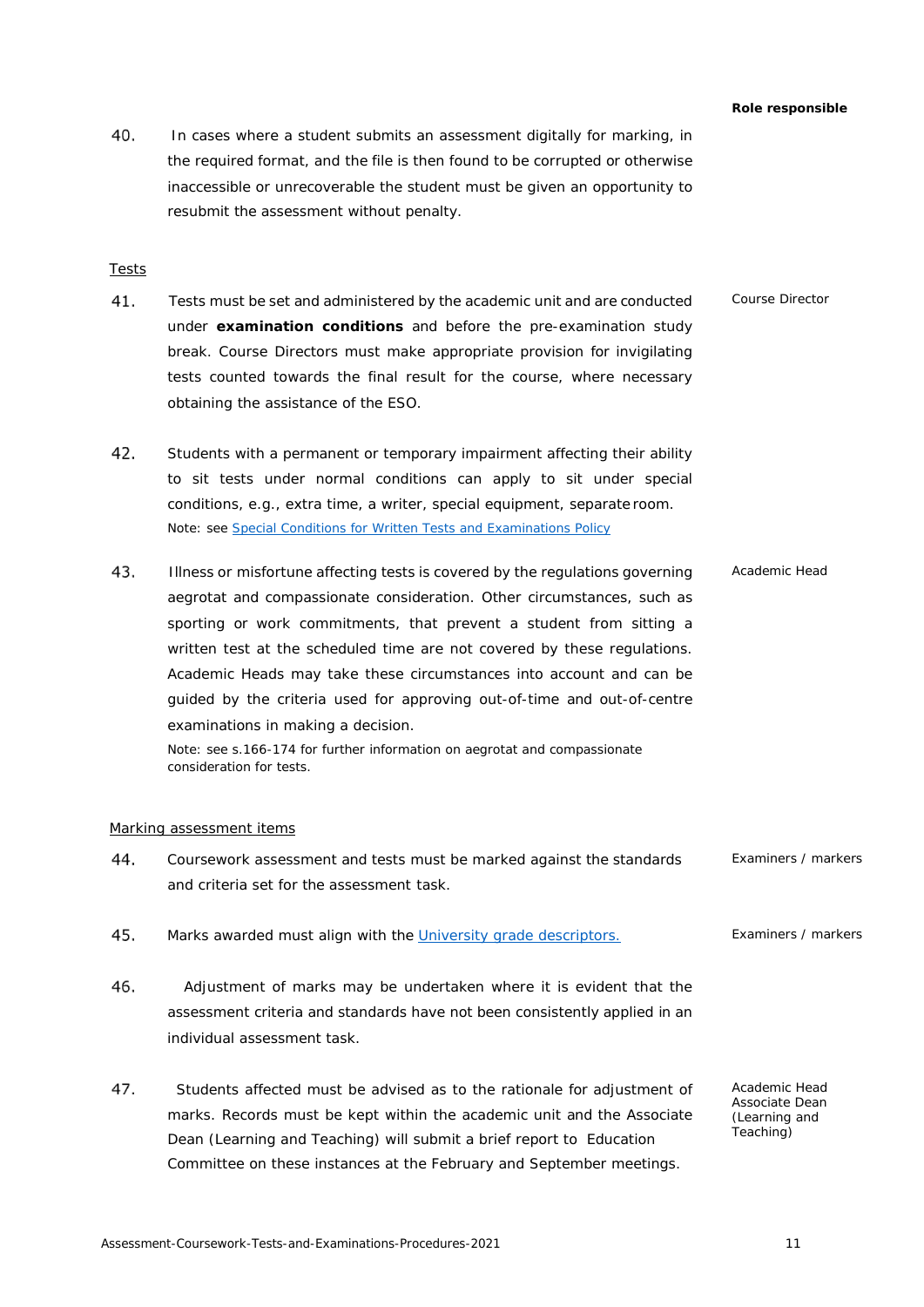| | | Role responsible |
|---|---|---|
| 40. | In cases where a student submits an assessment digitally for marking, in the required format, and the file is then found to be corrupted or otherwise inaccessible or unrecoverable the student must be given an opportunity to resubmit the assessment without penalty. | |

Tests

| | | |
|---|---|---|
| 41. | Tests must be set and administered by the academic unit and are conducted under **examination conditions** and before the pre-examination study break. Course Directors must make appropriate provision for invigilating tests counted towards the final result for the course, where necessary obtaining the assistance of the ESO. | Course Director |
| 42. | Students with a permanent or temporary impairment affecting their ability to sit tests under normal conditions can apply to sit under special conditions, e.g., extra time, a writer, special equipment, separate room. <br>Note: see [Special Conditions for Written Tests and Examinations Policy]() | |
| 43. | Illness or misfortune affecting tests is covered by the regulations governing aegrotat and compassionate consideration. Other circumstances, such as sporting or work commitments, that prevent a student from sitting a written test at the scheduled time are not covered by these regulations. Academic Heads may take these circumstances into account and can be guided by the criteria used for approving out-of-time and out-of-centre examinations in making a decision. <br>Note: see s.166-174 for further information on aegrotat and compassionate consideration for tests. | Academic Head |

Marking assessment items

| | | |
|---|---|---|
| 44. | Coursework assessment and tests must be marked against the standards and criteria set for the assessment task. | Examiners / markers |
| 45. | Marks awarded must align with the [University grade descriptors.]() | Examiners / markers |
| 46. | Adjustment of marks may be undertaken where it is evident that the assessment criteria and standards have not been consistently applied in an individual assessment task. | |
| 47. | Students affected must be advised as to the rationale for adjustment of marks. Records must be kept within the academic unit and the Associate Dean (Learning and Teaching) will submit a brief report to Education Committee on these instances at the February and September meetings. | Academic Head <br>Associate Dean (Learning and Teaching) |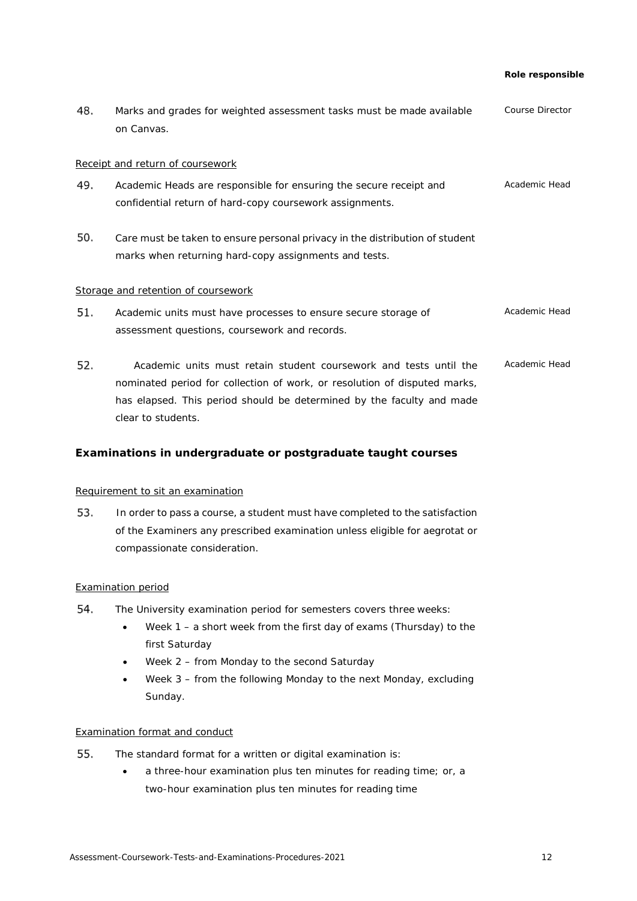| | | Role responsible |
|---|---|---|
| 48. | Marks and grades for weighted assessment tasks must be made available on Canvas. | Course Director |

Receipt and return of coursework

| | | |
|---|---|---|
| 49. | Academic Heads are responsible for ensuring the secure receipt and confidential return of hard-copy coursework assignments. | Academic Head |
| 50. | Care must be taken to ensure personal privacy in the distribution of student marks when returning hard-copy assignments and tests. | |

Storage and retention of coursework

| | | |
|---|---|---|
| 51. | Academic units must have processes to ensure secure storage of assessment questions, coursework and records. | Academic Head |
| 52. | Academic units must retain student coursework and tests until the nominated period for collection of work, or resolution of disputed marks, has elapsed. This period should be determined by the faculty and made clear to students. | Academic Head |

## Examinations in undergraduate or postgraduate taught courses

Requirement to sit an examination

53. In order to pass a course, a student must have completed to the satisfaction of the Examiners any prescribed examination unless eligible for aegrotat or compassionate consideration.

Examination period

54. The University examination period for semesters covers three weeks:
    - Week 1 – a short week from the first day of exams (Thursday) to the first Saturday
    - Week 2 – from Monday to the second Saturday
    - Week 3 – from the following Monday to the next Monday, excluding Sunday.

Examination format and conduct

55. The standard format for a written or digital examination is:
    - a three-hour examination plus ten minutes for reading time; or, a two-hour examination plus ten minutes for reading time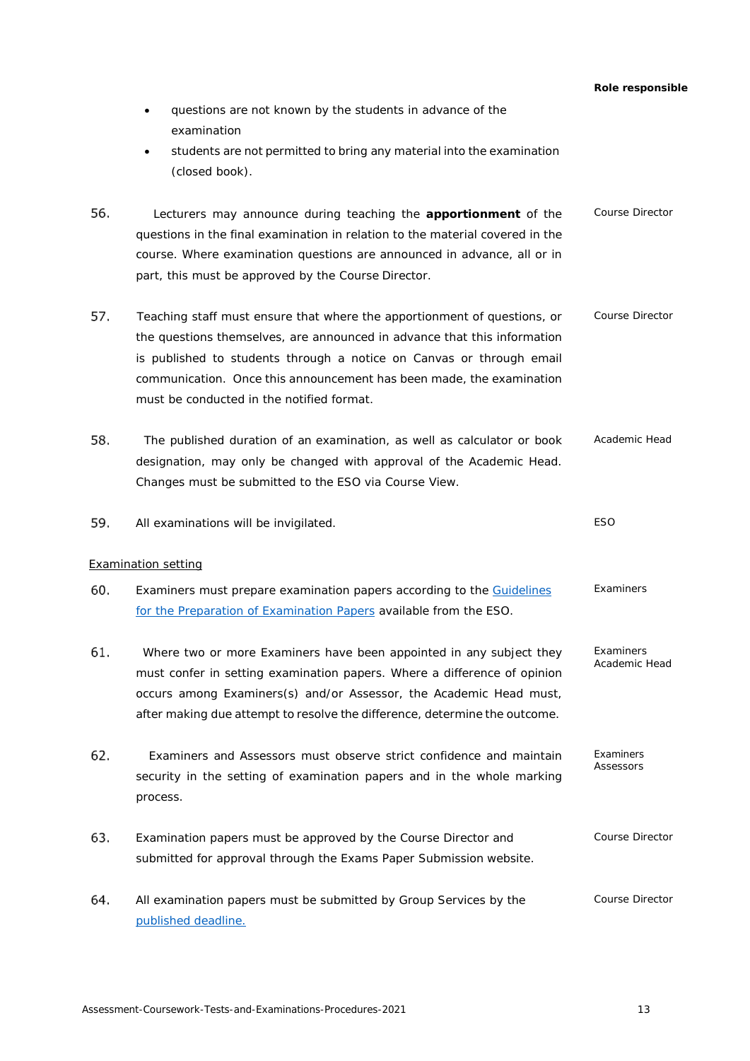**Role responsible**

- questions are not known by the students in advance of the examination
- students are not permitted to bring any material into the examination (closed book).

| | | Role responsible |
|---|---|---|
| 56. | Lecturers may announce during teaching the **apportionment** of the questions in the final examination in relation to the material covered in the course. Where examination questions are announced in advance, all or in part, this must be approved by the Course Director. | Course Director |
| 57. | Teaching staff must ensure that where the apportionment of questions, or the questions themselves, are announced in advance that this information is published to students through a notice on Canvas or through email communication. Once this announcement has been made, the examination must be conducted in the notified format. | Course Director |
| 58. | The published duration of an examination, as well as calculator or book designation, may only be changed with approval of the Academic Head. Changes must be submitted to the ESO via Course View. | Academic Head |
| 59. | All examinations will be invigilated. | ESO |

<u>Examination setting</u>

| | | Role responsible |
|---|---|---|
| 60. | Examiners must prepare examination papers according to the Guidelines for the Preparation of Examination Papers available from the ESO. | Examiners |
| 61. | Where two or more Examiners have been appointed in any subject they must confer in setting examination papers. Where a difference of opinion occurs among Examiners(s) and/or Assessor, the Academic Head must, after making due attempt to resolve the difference, determine the outcome. | Examiners<br>Academic Head |
| 62. | Examiners and Assessors must observe strict confidence and maintain security in the setting of examination papers and in the whole marking process. | Examiners<br>Assessors |
| 63. | Examination papers must be approved by the Course Director and submitted for approval through the Exams Paper Submission website. | Course Director |
| 64. | All examination papers must be submitted by Group Services by the published deadline. | Course Director |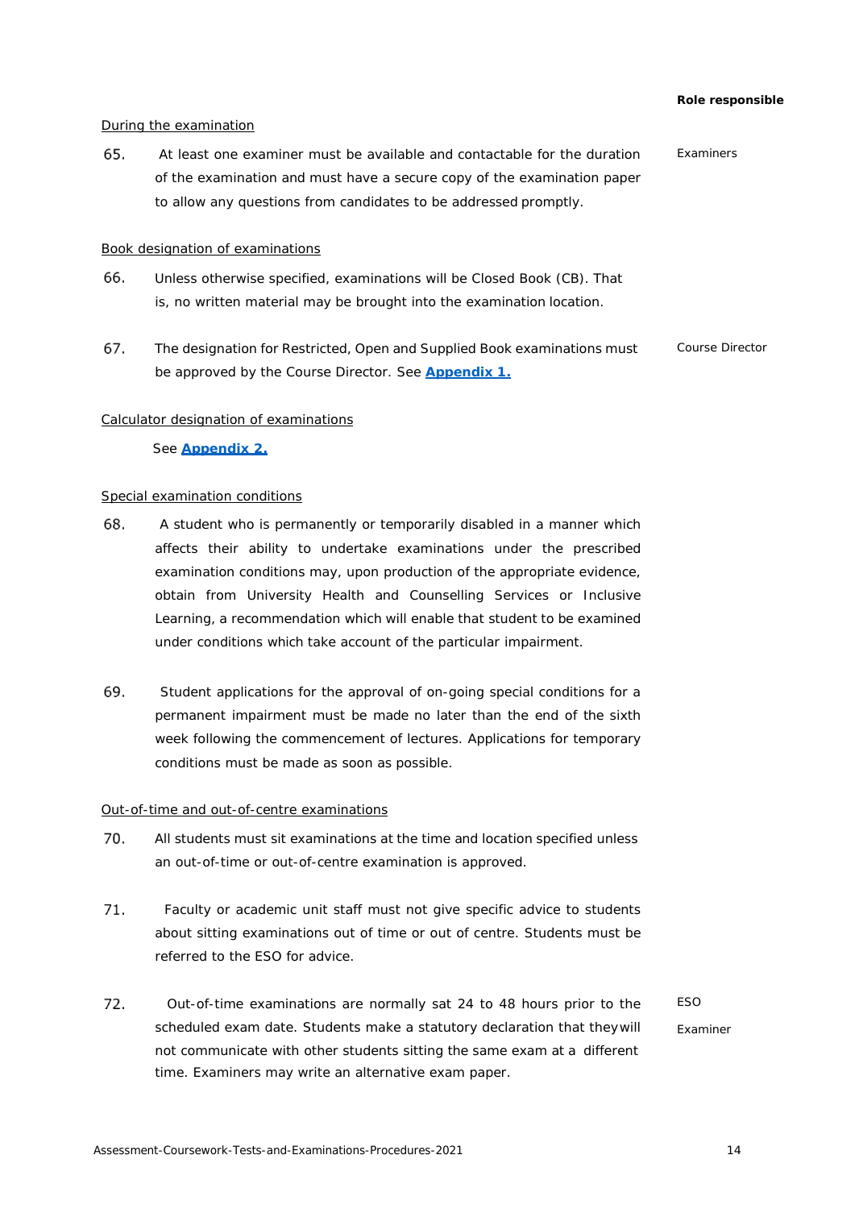**Role responsible**

During the examination

65. At least one examiner must be available and contactable for the duration of the examination and must have a secure copy of the examination paper to allow any questions from candidates to be addressed promptly. — Examiners

Book designation of examinations

66. Unless otherwise specified, examinations will be Closed Book (CB). That is, no written material may be brought into the examination location.

67. The designation for Restricted, Open and Supplied Book examinations must be approved by the Course Director. See **Appendix 1.** — Course Director

Calculator designation of examinations

See **Appendix 2.**

Special examination conditions

68. A student who is permanently or temporarily disabled in a manner which affects their ability to undertake examinations under the prescribed examination conditions may, upon production of the appropriate evidence, obtain from University Health and Counselling Services or Inclusive Learning, a recommendation which will enable that student to be examined under conditions which take account of the particular impairment.

69. Student applications for the approval of on-going special conditions for a permanent impairment must be made no later than the end of the sixth week following the commencement of lectures. Applications for temporary conditions must be made as soon as possible.

Out-of-time and out-of-centre examinations

70. All students must sit examinations at the time and location specified unless an out-of-time or out-of-centre examination is approved.

71. Faculty or academic unit staff must not give specific advice to students about sitting examinations out of time or out of centre. Students must be referred to the ESO for advice.

72. Out-of-time examinations are normally sat 24 to 48 hours prior to the scheduled exam date. Students make a statutory declaration that they will not communicate with other students sitting the same exam at a different time. Examiners may write an alternative exam paper. — ESO, Examiner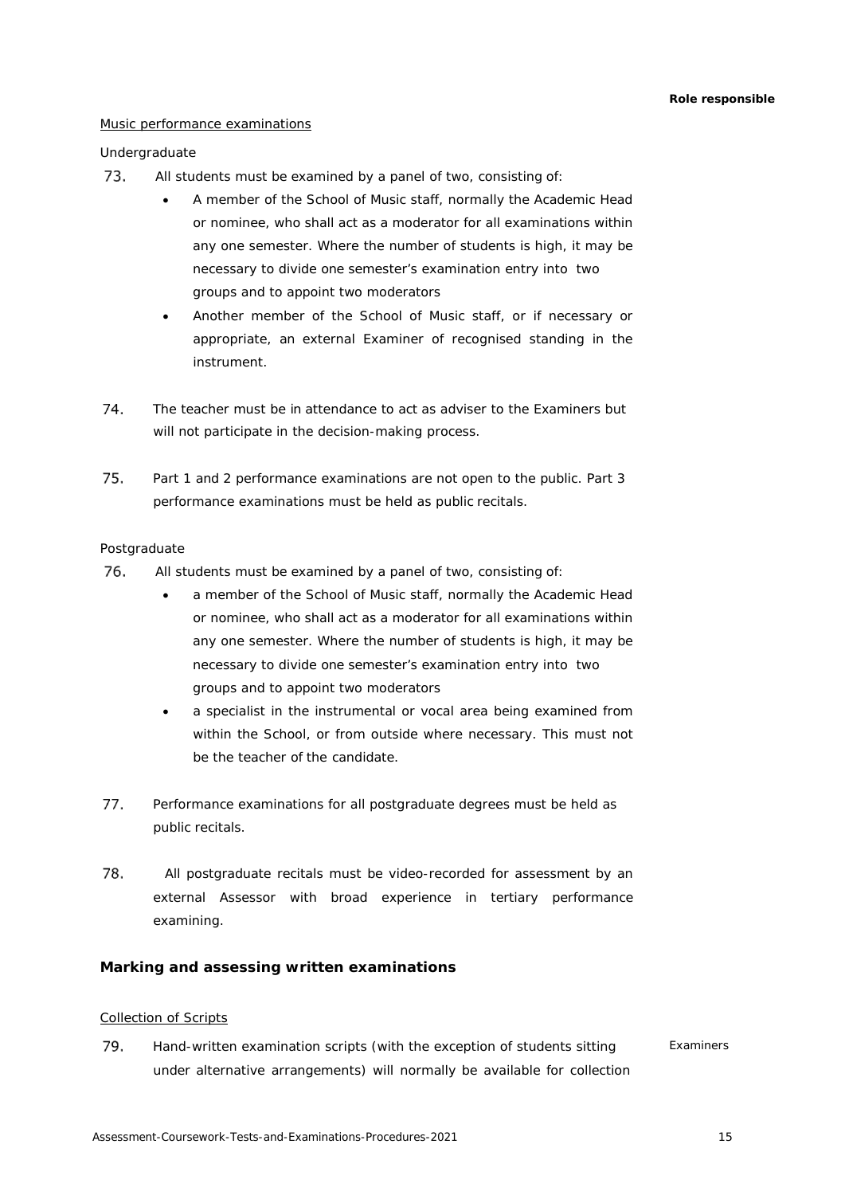**Role responsible**

Music performance examinations

Undergraduate

73. All students must be examined by a panel of two, consisting of:
    - A member of the School of Music staff, normally the Academic Head or nominee, who shall act as a moderator for all examinations within any one semester. Where the number of students is high, it may be necessary to divide one semester's examination entry into two groups and to appoint two moderators
    - Another member of the School of Music staff, or if necessary or appropriate, an external Examiner of recognised standing in the instrument.

74. The teacher must be in attendance to act as adviser to the Examiners but will not participate in the decision-making process.

75. Part 1 and 2 performance examinations are not open to the public. Part 3 performance examinations must be held as public recitals.

Postgraduate

76. All students must be examined by a panel of two, consisting of:
    - a member of the School of Music staff, normally the Academic Head or nominee, who shall act as a moderator for all examinations within any one semester. Where the number of students is high, it may be necessary to divide one semester's examination entry into two groups and to appoint two moderators
    - a specialist in the instrumental or vocal area being examined from within the School, or from outside where necessary. This must not be the teacher of the candidate.

77. Performance examinations for all postgraduate degrees must be held as public recitals.

78. All postgraduate recitals must be video-recorded for assessment by an external Assessor with broad experience in tertiary performance examining.

### Marking and assessing written examinations

Collection of Scripts

79. Hand-written examination scripts (with the exception of students sitting under alternative arrangements) will normally be available for collection — *Examiners*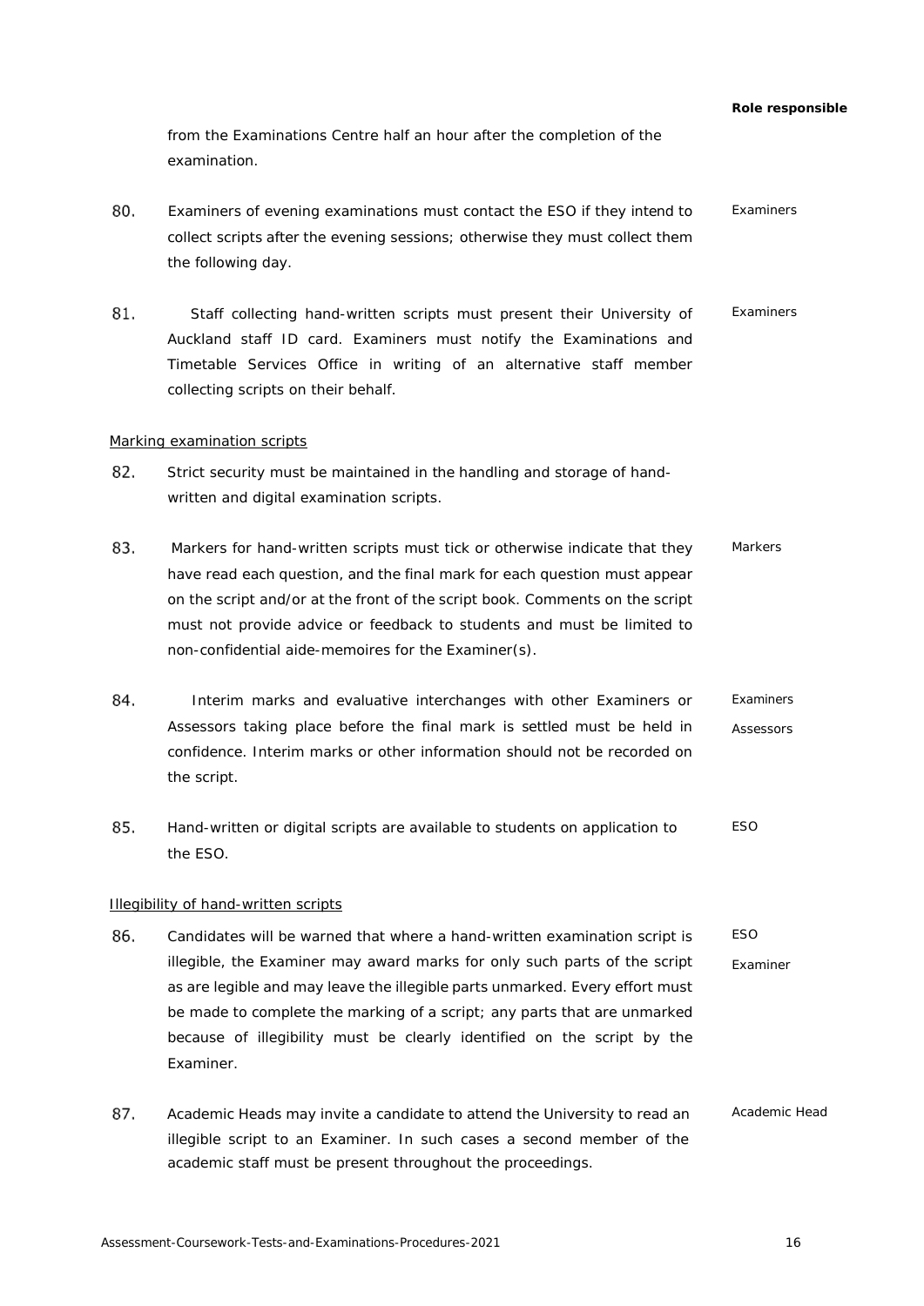| | | Role responsible |
|---|---|---|
| | from the Examinations Centre half an hour after the completion of the examination. | |
| 80. | Examiners of evening examinations must contact the ESO if they intend to collect scripts after the evening sessions; otherwise they must collect them the following day. | Examiners |
| 81. | Staff collecting hand-written scripts must present their University of Auckland staff ID card. Examiners must notify the Examinations and Timetable Services Office in writing of an alternative staff member collecting scripts on their behalf. | Examiners |

Marking examination scripts

| | | |
|---|---|---|
| 82. | Strict security must be maintained in the handling and storage of hand-written and digital examination scripts. | |
| 83. | Markers for hand-written scripts must tick or otherwise indicate that they have read each question, and the final mark for each question must appear on the script and/or at the front of the script book. Comments on the script must not provide advice or feedback to students and must be limited to non-confidential aide-memoires for the Examiner(s). | Markers |
| 84. | Interim marks and evaluative interchanges with other Examiners or Assessors taking place before the final mark is settled must be held in confidence. Interim marks or other information should not be recorded on the script. | Examiners<br>Assessors |
| 85. | Hand-written or digital scripts are available to students on application to the ESO. | ESO |

Illegibility of hand-written scripts

| | | |
|---|---|---|
| 86. | Candidates will be warned that where a hand-written examination script is illegible, the Examiner may award marks for only such parts of the script as are legible and may leave the illegible parts unmarked. Every effort must be made to complete the marking of a script; any parts that are unmarked because of illegibility must be clearly identified on the script by the Examiner. | ESO<br>Examiner |
| 87. | Academic Heads may invite a candidate to attend the University to read an illegible script to an Examiner. In such cases a second member of the academic staff must be present throughout the proceedings. | Academic Head |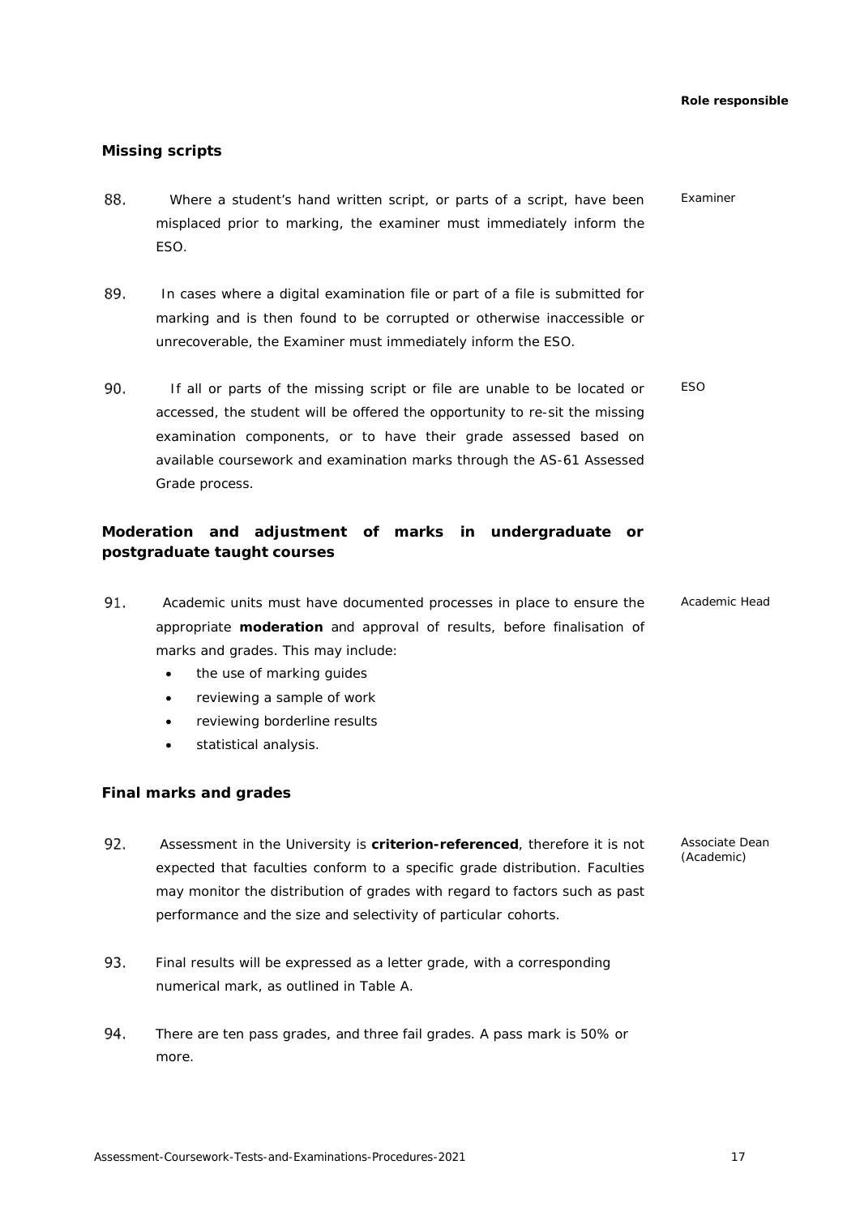Role responsible

## Missing scripts

88. Where a student's hand written script, or parts of a script, have been misplaced prior to marking, the examiner must immediately inform the ESO. — Examiner

89. In cases where a digital examination file or part of a file is submitted for marking and is then found to be corrupted or otherwise inaccessible or unrecoverable, the Examiner must immediately inform the ESO.

90. If all or parts of the missing script or file are unable to be located or accessed, the student will be offered the opportunity to re-sit the missing examination components, or to have their grade assessed based on available coursework and examination marks through the AS-61 Assessed Grade process. — ESO

## Moderation and adjustment of marks in undergraduate or postgraduate taught courses

91. Academic units must have documented processes in place to ensure the appropriate **moderation** and approval of results, before finalisation of marks and grades. This may include: — Academic Head
    - the use of marking guides
    - reviewing a sample of work
    - reviewing borderline results
    - statistical analysis.

## Final marks and grades

92. Assessment in the University is **criterion-referenced**, therefore it is not expected that faculties conform to a specific grade distribution. Faculties may monitor the distribution of grades with regard to factors such as past performance and the size and selectivity of particular cohorts. — Associate Dean (Academic)

93. Final results will be expressed as a letter grade, with a corresponding numerical mark, as outlined in Table A.

94. There are ten pass grades, and three fail grades. A pass mark is 50% or more.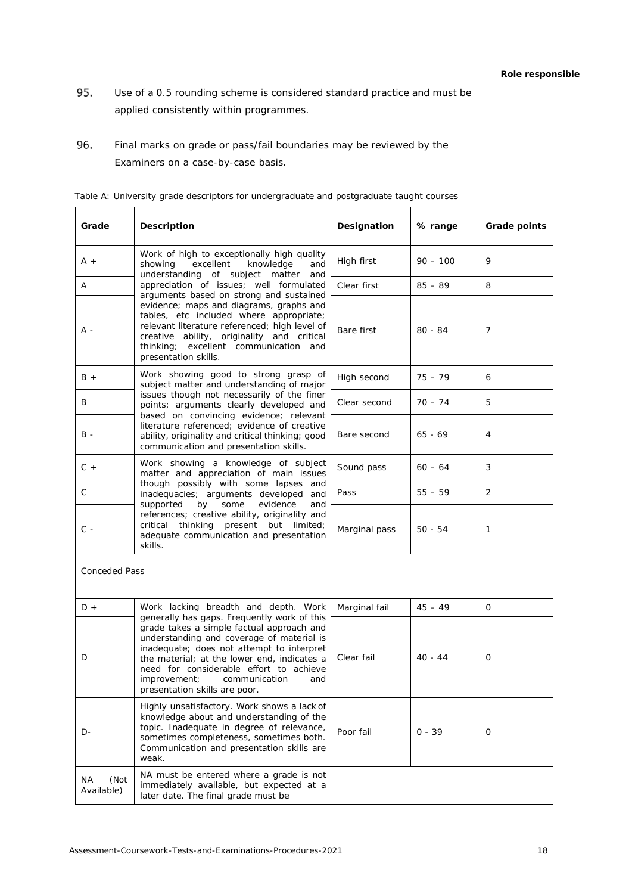**Role responsible**

95. Use of a 0.5 rounding scheme is considered standard practice and must be applied consistently within programmes.

96. Final marks on grade or pass/fail boundaries may be reviewed by the Examiners on a case-by-case basis.

Table A: University grade descriptors for undergraduate and postgraduate taught courses

| Grade | Description | Designation | % range | Grade points |
|---|---|---|---|---|
| A + | Work of high to exceptionally high quality showing excellent knowledge and understanding of subject matter and appreciation of issues; well formulated arguments based on strong and sustained evidence; maps and diagrams, graphs and tables, etc included where appropriate; relevant literature referenced; high level of creative ability, originality and critical thinking; excellent communication and presentation skills. | High first | 90 – 100 | 9 |
| A | | Clear first | 85 – 89 | 8 |
| A - | | Bare first | 80 - 84 | 7 |
| B + | Work showing good to strong grasp of subject matter and understanding of major issues though not necessarily of the finer points; arguments clearly developed and based on convincing evidence; relevant literature referenced; evidence of creative ability, originality and critical thinking; good communication and presentation skills. | High second | 75 – 79 | 6 |
| B | | Clear second | 70 – 74 | 5 |
| B - | | Bare second | 65 - 69 | 4 |
| C + | Work showing a knowledge of subject matter and appreciation of main issues though possibly with some lapses and inadequacies; arguments developed and supported by some evidence and references; creative ability, originality and critical thinking present but limited; adequate communication and presentation skills. | Sound pass | 60 – 64 | 3 |
| C | | Pass | 55 – 59 | 2 |
| C - | | Marginal pass | 50 - 54 | 1 |
| Conceded Pass | | | | |
| D + | Work lacking breadth and depth. Work generally has gaps. Frequently work of this grade takes a simple factual approach and understanding and coverage of material is inadequate; does not attempt to interpret the material; at the lower end, indicates a need for considerable effort to achieve improvement; communication and presentation skills are poor. | Marginal fail | 45 – 49 | 0 |
| D | | Clear fail | 40 - 44 | 0 |
| D- | Highly unsatisfactory. Work shows a lack of knowledge about and understanding of the topic. Inadequate in degree of relevance, sometimes completeness, sometimes both. Communication and presentation skills are weak. | Poor fail | 0 - 39 | 0 |
| NA (Not Available) | NA must be entered where a grade is not immediately available, but expected at a later date. The final grade must be | | | |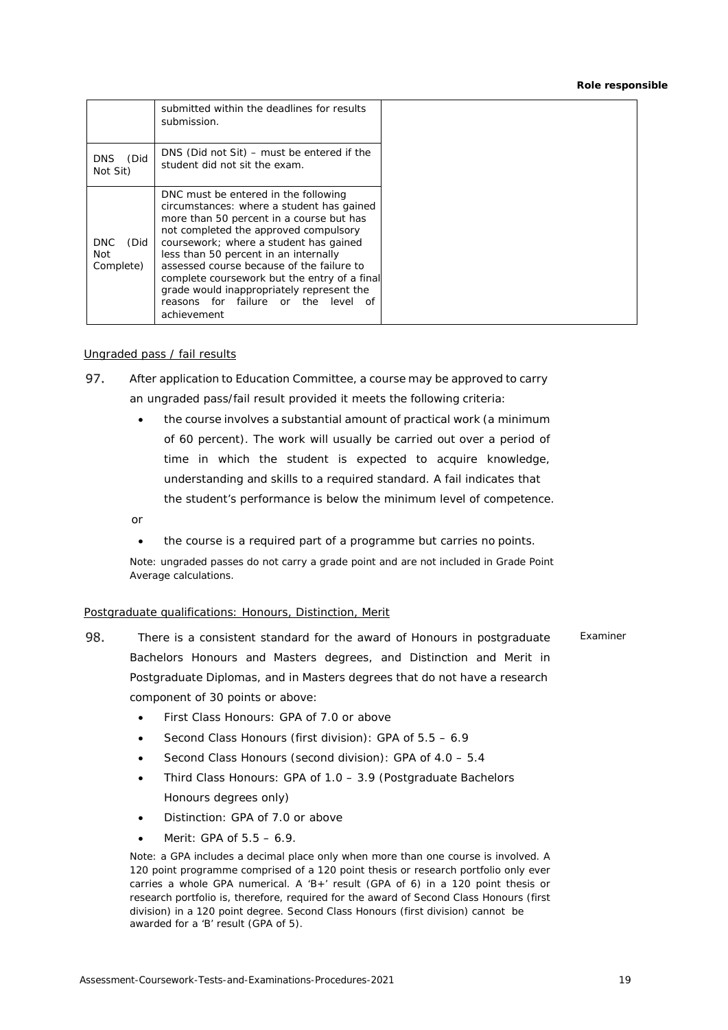| | | Role responsible |
|---|---|---|
| | submitted within the deadlines for results submission. | |
| DNS (Did Not Sit) | DNS (Did not Sit) – must be entered if the student did not sit the exam. | |
| DNC (Did Not Complete) | DNC must be entered in the following circumstances: where a student has gained more than 50 percent in a course but has not completed the approved compulsory coursework; where a student has gained less than 50 percent in an internally assessed course because of the failure to complete coursework but the entry of a final grade would inappropriately represent the reasons for failure or the level of achievement | |

Ungraded pass / fail results

97. After application to Education Committee, a course may be approved to carry an ungraded pass/fail result provided it meets the following criteria:

- the course involves a substantial amount of practical work (a minimum of 60 percent). The work will usually be carried out over a period of time in which the student is expected to acquire knowledge, understanding and skills to a required standard. A fail indicates that the student's performance is below the minimum level of competence.

or

- the course is a required part of a programme but carries no points.

Note: ungraded passes do not carry a grade point and are not included in Grade Point Average calculations.

Postgraduate qualifications: Honours, Distinction, Merit

98. There is a consistent standard for the award of Honours in postgraduate Bachelors Honours and Masters degrees, and Distinction and Merit in Postgraduate Diplomas, and in Masters degrees that do not have a research component of 30 points or above: *(Role responsible: Examiner)*

- First Class Honours: GPA of 7.0 or above
- Second Class Honours (first division): GPA of 5.5 – 6.9
- Second Class Honours (second division): GPA of 4.0 – 5.4
- Third Class Honours: GPA of 1.0 – 3.9 (Postgraduate Bachelors Honours degrees only)
- Distinction: GPA of 7.0 or above
- Merit: GPA of 5.5 – 6.9.

Note: a GPA includes a decimal place only when more than one course is involved. A 120 point programme comprised of a 120 point thesis or research portfolio only ever carries a whole GPA numerical. A 'B+' result (GPA of 6) in a 120 point thesis or research portfolio is, therefore, required for the award of Second Class Honours (first division) in a 120 point degree. Second Class Honours (first division) cannot be awarded for a 'B' result (GPA of 5).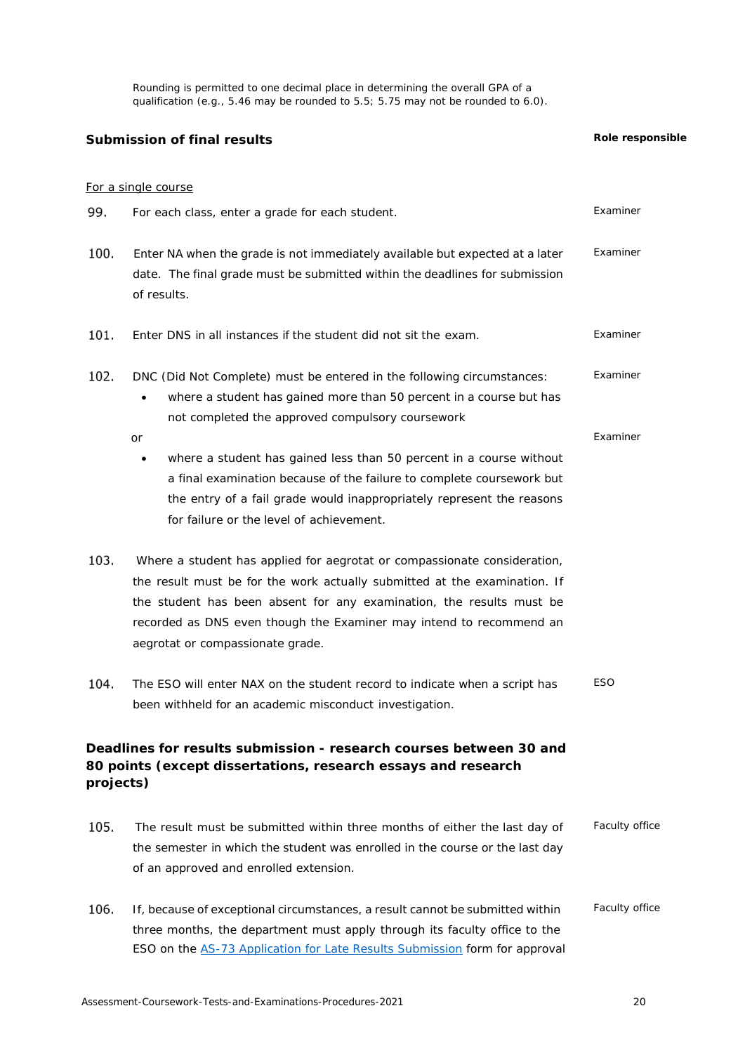Rounding is permitted to one decimal place in determining the overall GPA of a qualification (e.g., 5.46 may be rounded to 5.5; 5.75 may not be rounded to 6.0).

## Submission of final results

**Role responsible**

For a single course

99. For each class, enter a grade for each student. — Examiner

100. Enter NA when the grade is not immediately available but expected at a later date. The final grade must be submitted within the deadlines for submission of results. — Examiner

101. Enter DNS in all instances if the student did not sit the exam. — Examiner

102. DNC (Did Not Complete) must be entered in the following circumstances: — Examiner
    - where a student has gained more than 50 percent in a course but has not completed the approved compulsory coursework

    or — Examiner

    - where a student has gained less than 50 percent in a course without a final examination because of the failure to complete coursework but the entry of a fail grade would inappropriately represent the reasons for failure or the level of achievement.

103. Where a student has applied for aegrotat or compassionate consideration, the result must be for the work actually submitted at the examination. If the student has been absent for any examination, the results must be recorded as DNS even though the Examiner may intend to recommend an aegrotat or compassionate grade.

104. The ESO will enter NAX on the student record to indicate when a script has been withheld for an academic misconduct investigation. — ESO

## Deadlines for results submission - research courses between 30 and 80 points (except dissertations, research essays and research projects)

105. The result must be submitted within three months of either the last day of the semester in which the student was enrolled in the course or the last day of an approved and enrolled extension. — Faculty office

106. If, because of exceptional circumstances, a result cannot be submitted within three months, the department must apply through its faculty office to the ESO on the [AS-73 Application for Late Results Submission](AS-73 Application for Late Results Submission) form for approval — Faculty office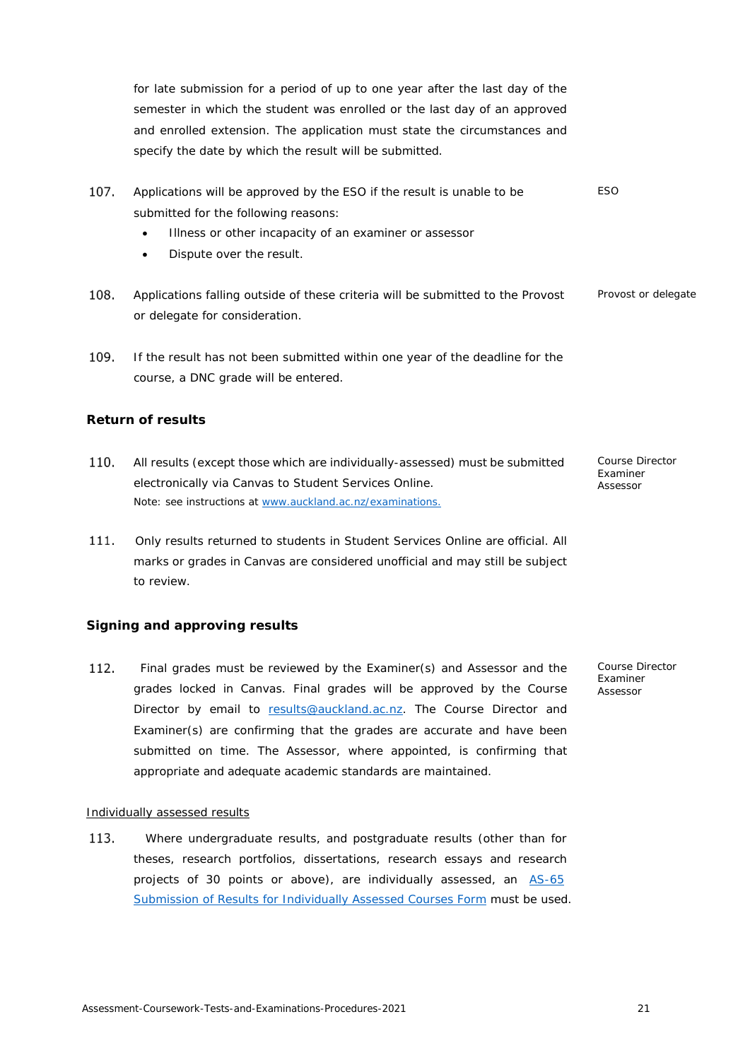for late submission for a period of up to one year after the last day of the semester in which the student was enrolled or the last day of an approved and enrolled extension. The application must state the circumstances and specify the date by which the result will be submitted.

107. Applications will be approved by the ESO if the result is unable to be submitted for the following reasons: *ESO*

- Illness or other incapacity of an examiner or assessor
- Dispute over the result.

108. Applications falling outside of these criteria will be submitted to the Provost or delegate for consideration. *Provost or delegate*

109. If the result has not been submitted within one year of the deadline for the course, a DNC grade will be entered.

### Return of results

110. All results (except those which are individually-assessed) must be submitted electronically via Canvas to Student Services Online. *Course Director, Examiner, Assessor*
Note: see instructions at [www.auckland.ac.nz/examinations.](www.auckland.ac.nz/examinations)

111. Only results returned to students in Student Services Online are official. All marks or grades in Canvas are considered unofficial and may still be subject to review.

### Signing and approving results

112. Final grades must be reviewed by the Examiner(s) and Assessor and the grades locked in Canvas. Final grades will be approved by the Course Director by email to [results@auckland.ac.nz](mailto:results@auckland.ac.nz). The Course Director and Examiner(s) are confirming that the grades are accurate and have been submitted on time. The Assessor, where appointed, is confirming that appropriate and adequate academic standards are maintained. *Course Director, Examiner, Assessor*

<u>Individually assessed results</u>

113. Where undergraduate results, and postgraduate results (other than for theses, research portfolios, dissertations, research essays and research projects of 30 points or above), are individually assessed, an AS-65 Submission of Results for Individually Assessed Courses Form must be used.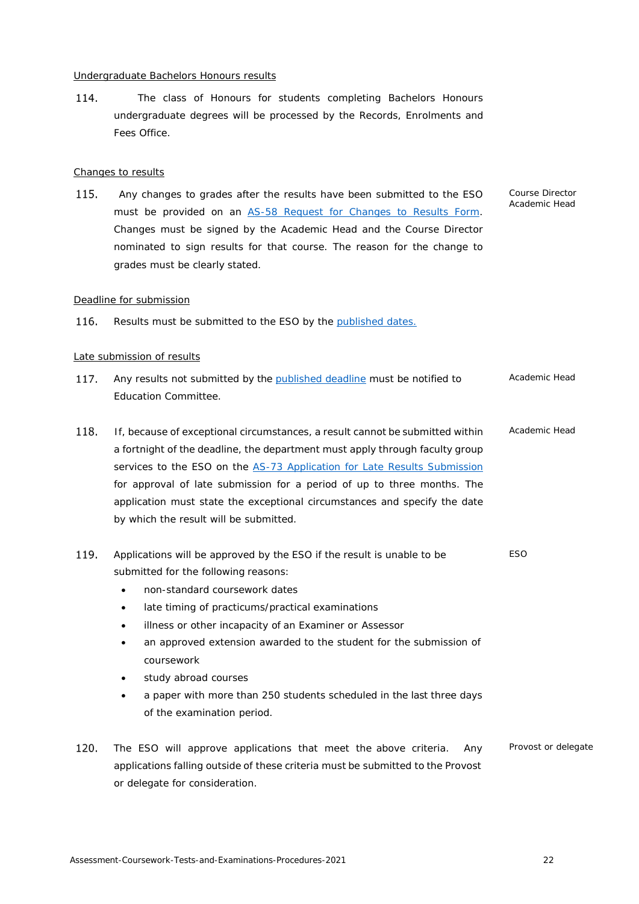Undergraduate Bachelors Honours results

114. The class of Honours for students completing Bachelors Honours undergraduate degrees will be processed by the Records, Enrolments and Fees Office.

Changes to results

115. Any changes to grades after the results have been submitted to the ESO must be provided on an AS-58 Request for Changes to Results Form. Changes must be signed by the Academic Head and the Course Director nominated to sign results for that course. The reason for the change to grades must be clearly stated. — Course Director, Academic Head

Deadline for submission

116. Results must be submitted to the ESO by the published dates.

Late submission of results

117. Any results not submitted by the published deadline must be notified to Education Committee. — Academic Head

118. If, because of exceptional circumstances, a result cannot be submitted within a fortnight of the deadline, the department must apply through faculty group services to the ESO on the AS-73 Application for Late Results Submission for approval of late submission for a period of up to three months. The application must state the exceptional circumstances and specify the date by which the result will be submitted. — Academic Head

119. Applications will be approved by the ESO if the result is unable to be submitted for the following reasons: — ESO

- non-standard coursework dates
- late timing of practicums/practical examinations
- illness or other incapacity of an Examiner or Assessor
- an approved extension awarded to the student for the submission of coursework
- study abroad courses
- a paper with more than 250 students scheduled in the last three days of the examination period.

120. The ESO will approve applications that meet the above criteria. Any applications falling outside of these criteria must be submitted to the Provost or delegate for consideration. — Provost or delegate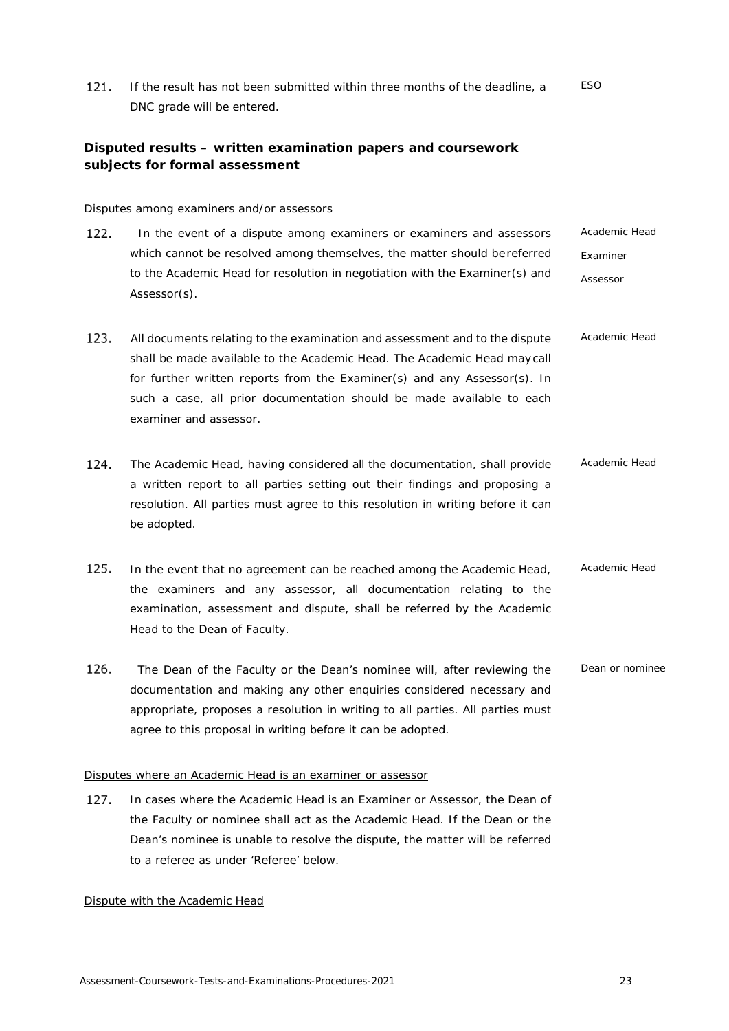121. If the result has not been submitted within three months of the deadline, a DNC grade will be entered. — ESO

### Disputed results – written examination papers and coursework subjects for formal assessment

<u>Disputes among examiners and/or assessors</u>

122. In the event of a dispute among examiners or examiners and assessors which cannot be resolved among themselves, the matter should be referred to the Academic Head for resolution in negotiation with the Examiner(s) and Assessor(s). — Academic Head, Examiner, Assessor

123. All documents relating to the examination and assessment and to the dispute shall be made available to the Academic Head. The Academic Head may call for further written reports from the Examiner(s) and any Assessor(s). In such a case, all prior documentation should be made available to each examiner and assessor. — Academic Head

124. The Academic Head, having considered all the documentation, shall provide a written report to all parties setting out their findings and proposing a resolution. All parties must agree to this resolution in writing before it can be adopted. — Academic Head

125. In the event that no agreement can be reached among the Academic Head, the examiners and any assessor, all documentation relating to the examination, assessment and dispute, shall be referred by the Academic Head to the Dean of Faculty. — Academic Head

126. The Dean of the Faculty or the Dean's nominee will, after reviewing the documentation and making any other enquiries considered necessary and appropriate, proposes a resolution in writing to all parties. All parties must agree to this proposal in writing before it can be adopted. — Dean or nominee

<u>Disputes where an Academic Head is an examiner or assessor</u>

127. In cases where the Academic Head is an Examiner or Assessor, the Dean of the Faculty or nominee shall act as the Academic Head. If the Dean or the Dean's nominee is unable to resolve the dispute, the matter will be referred to a referee as under 'Referee' below.

<u>Dispute with the Academic Head</u>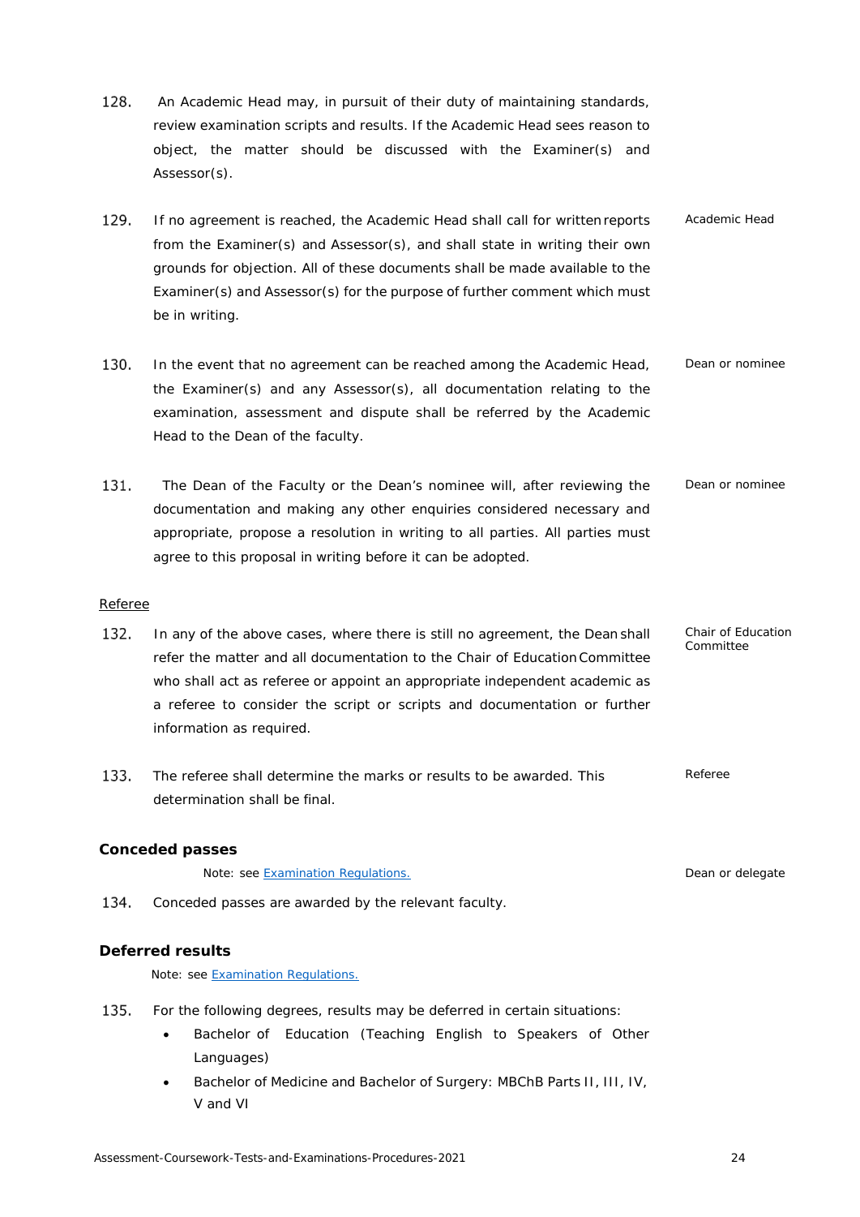128. An Academic Head may, in pursuit of their duty of maintaining standards, review examination scripts and results. If the Academic Head sees reason to object, the matter should be discussed with the Examiner(s) and Assessor(s).

129. If no agreement is reached, the Academic Head shall call for written reports from the Examiner(s) and Assessor(s), and shall state in writing their own grounds for objection. All of these documents shall be made available to the Examiner(s) and Assessor(s) for the purpose of further comment which must be in writing. *Academic Head*

130. In the event that no agreement can be reached among the Academic Head, the Examiner(s) and any Assessor(s), all documentation relating to the examination, assessment and dispute shall be referred by the Academic Head to the Dean of the faculty. *Dean or nominee*

131. The Dean of the Faculty or the Dean's nominee will, after reviewing the documentation and making any other enquiries considered necessary and appropriate, propose a resolution in writing to all parties. All parties must agree to this proposal in writing before it can be adopted. *Dean or nominee*

<u>Referee</u>

132. In any of the above cases, where there is still no agreement, the Dean shall refer the matter and all documentation to the Chair of Education Committee who shall act as referee or appoint an appropriate independent academic as a referee to consider the script or scripts and documentation or further information as required. *Chair of Education Committee*

133. The referee shall determine the marks or results to be awarded. This determination shall be final. *Referee*

### Conceded passes

Note: see [Examination Regulations.](#) *Dean or delegate*

134. Conceded passes are awarded by the relevant faculty.

### Deferred results

Note: see [Examination Regulations.](#)

135. For the following degrees, results may be deferred in certain situations:
   - Bachelor of Education (Teaching English to Speakers of Other Languages)
   - Bachelor of Medicine and Bachelor of Surgery: MBChB Parts II, III, IV, V and VI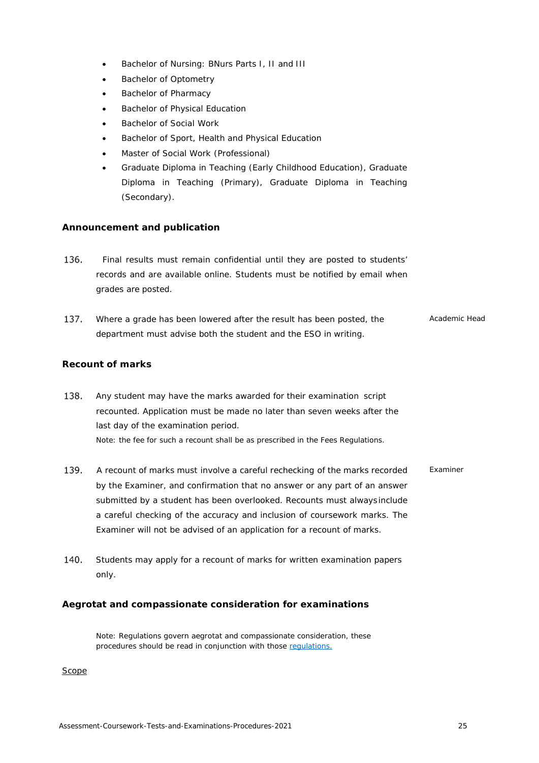- Bachelor of Nursing: BNurs Parts I, II and III
- Bachelor of Optometry
- Bachelor of Pharmacy
- Bachelor of Physical Education
- Bachelor of Social Work
- Bachelor of Sport, Health and Physical Education
- Master of Social Work (Professional)
- Graduate Diploma in Teaching (Early Childhood Education), Graduate Diploma in Teaching (Primary), Graduate Diploma in Teaching (Secondary).

### Announcement and publication

136. Final results must remain confidential until they are posted to students' records and are available online. Students must be notified by email when grades are posted.

137. Where a grade has been lowered after the result has been posted, the department must advise both the student and the ESO in writing. *Academic Head*

### Recount of marks

138. Any student may have the marks awarded for their examination script recounted. Application must be made no later than seven weeks after the last day of the examination period.
Note: the fee for such a recount shall be as prescribed in the Fees Regulations.

139. A recount of marks must involve a careful rechecking of the marks recorded by the Examiner, and confirmation that no answer or any part of an answer submitted by a student has been overlooked. Recounts must always include a careful checking of the accuracy and inclusion of coursework marks. The Examiner will not be advised of an application for a recount of marks. *Examiner*

140. Students may apply for a recount of marks for written examination papers only.

### Aegrotat and compassionate consideration for examinations

Note: Regulations govern aegrotat and compassionate consideration, these procedures should be read in conjunction with those [regulations.]

Scope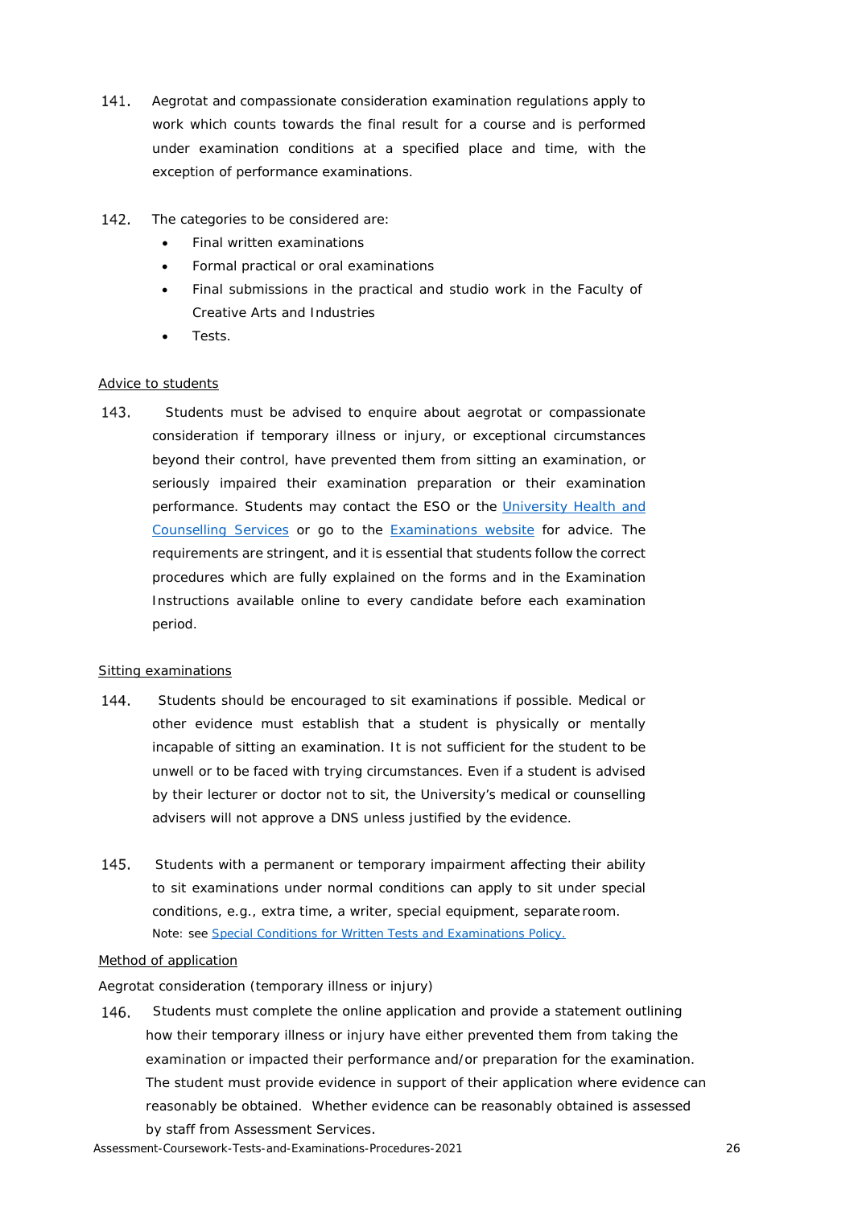141. Aegrotat and compassionate consideration examination regulations apply to work which counts towards the final result for a course and is performed under examination conditions at a specified place and time, with the exception of performance examinations.

142. The categories to be considered are:

- Final written examinations
- Formal practical or oral examinations
- Final submissions in the practical and studio work in the Faculty of Creative Arts and Industries
- Tests.

Advice to students

143. Students must be advised to enquire about aegrotat or compassionate consideration if temporary illness or injury, or exceptional circumstances beyond their control, have prevented them from sitting an examination, or seriously impaired their examination preparation or their examination performance. Students may contact the ESO or the University Health and Counselling Services or go to the Examinations website for advice. The requirements are stringent, and it is essential that students follow the correct procedures which are fully explained on the forms and in the Examination Instructions available online to every candidate before each examination period.

Sitting examinations

144. Students should be encouraged to sit examinations if possible. Medical or other evidence must establish that a student is physically or mentally incapable of sitting an examination. It is not sufficient for the student to be unwell or to be faced with trying circumstances. Even if a student is advised by their lecturer or doctor not to sit, the University's medical or counselling advisers will not approve a DNS unless justified by the evidence.

145. Students with a permanent or temporary impairment affecting their ability to sit examinations under normal conditions can apply to sit under special conditions, e.g., extra time, a writer, special equipment, separate room.
Note: see Special Conditions for Written Tests and Examinations Policy.

Method of application

Aegrotat consideration (temporary illness or injury)

146. Students must complete the online application and provide a statement outlining how their temporary illness or injury have either prevented them from taking the examination or impacted their performance and/or preparation for the examination. The student must provide evidence in support of their application where evidence can reasonably be obtained. Whether evidence can be reasonably obtained is assessed by staff from Assessment Services.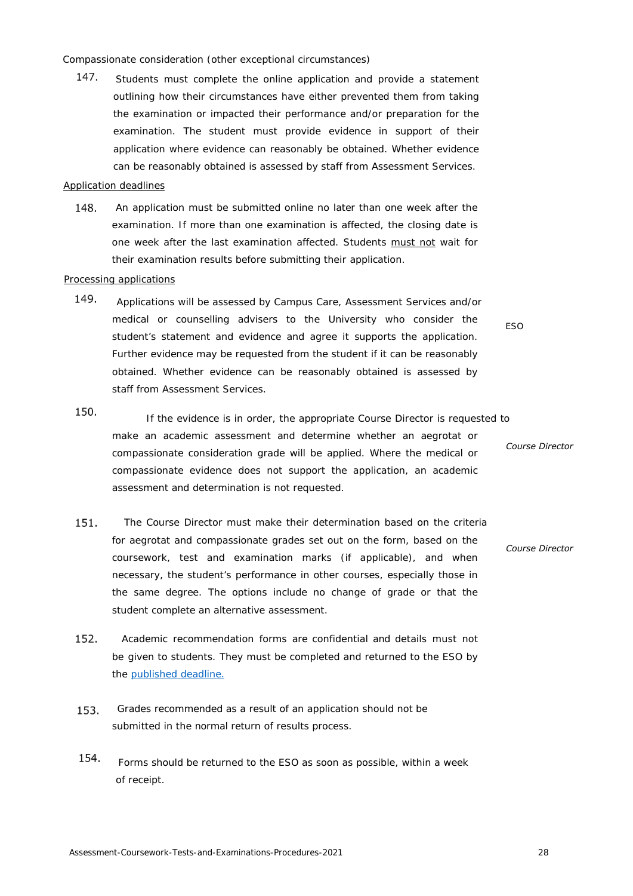Compassionate consideration (other exceptional circumstances)

147. Students must complete the online application and provide a statement outlining how their circumstances have either prevented them from taking the examination or impacted their performance and/or preparation for the examination. The student must provide evidence in support of their application where evidence can reasonably be obtained. Whether evidence can be reasonably obtained is assessed by staff from Assessment Services.

Application deadlines

148. An application must be submitted online no later than one week after the examination. If more than one examination is affected, the closing date is one week after the last examination affected. Students must not wait for their examination results before submitting their application.

Processing applications

149. Applications will be assessed by Campus Care, Assessment Services and/or medical or counselling advisers to the University who consider the student's statement and evidence and agree it supports the application. Further evidence may be requested from the student if it can be reasonably obtained. Whether evidence can be reasonably obtained is assessed by staff from Assessment Services. — ESO

150. If the evidence is in order, the appropriate Course Director is requested to make an academic assessment and determine whether an aegrotat or compassionate consideration grade will be applied. Where the medical or compassionate evidence does not support the application, an academic assessment and determination is not requested. — *Course Director*

151. The Course Director must make their determination based on the criteria for aegrotat and compassionate grades set out on the form, based on the coursework, test and examination marks (if applicable), and when necessary, the student's performance in other courses, especially those in the same degree. The options include no change of grade or that the student complete an alternative assessment. — *Course Director*

152. Academic recommendation forms are confidential and details must not be given to students. They must be completed and returned to the ESO by the published deadline.

153. Grades recommended as a result of an application should not be submitted in the normal return of results process.

154. Forms should be returned to the ESO as soon as possible, within a week of receipt.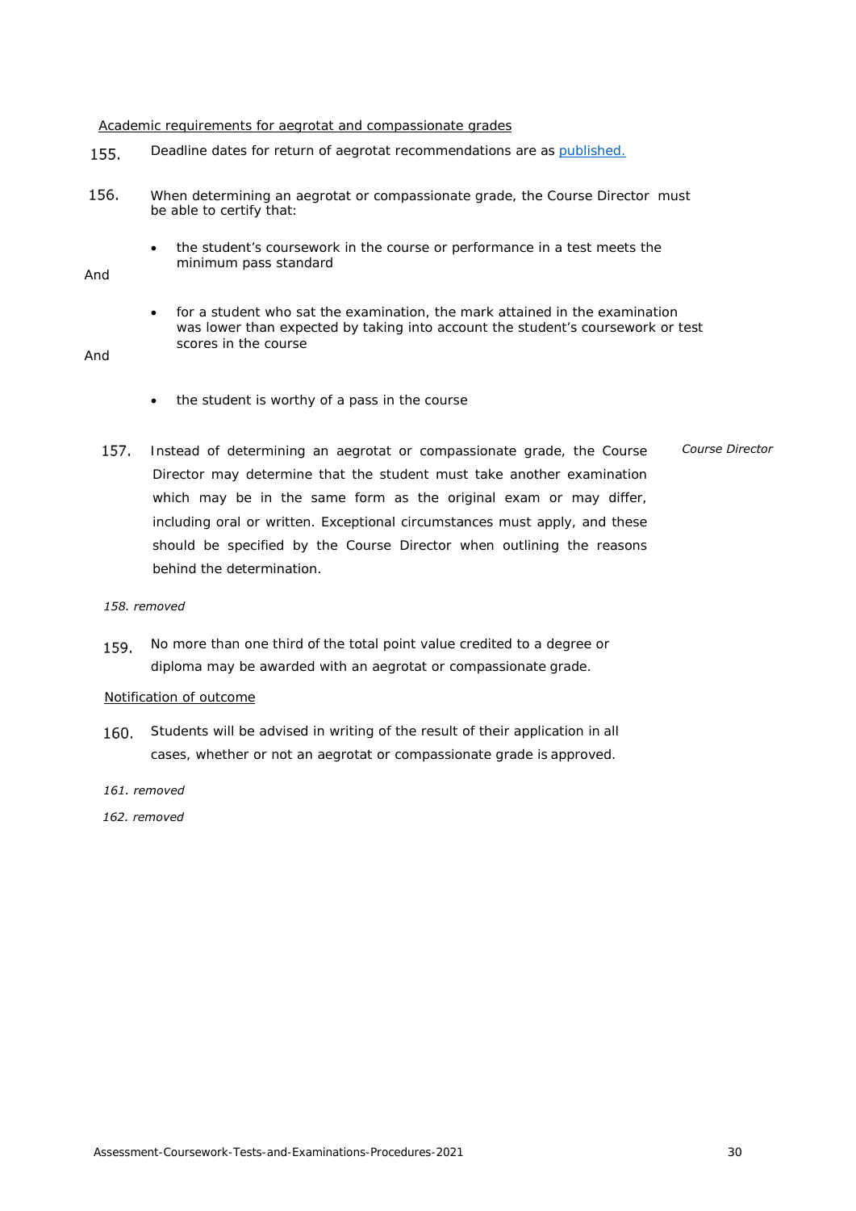Academic requirements for aegrotat and compassionate grades

155. Deadline dates for return of aegrotat recommendations are as [published.](published.)

156. When determining an aegrotat or compassionate grade, the Course Director must be able to certify that:

- the student's coursework in the course or performance in a test meets the minimum pass standard

And

- for a student who sat the examination, the mark attained in the examination was lower than expected by taking into account the student's coursework or test scores in the course

And

- the student is worthy of a pass in the course

157. Instead of determining an aegrotat or compassionate grade, the Course Director may determine that the student must take another examination which may be in the same form as the original exam or may differ, including oral or written. Exceptional circumstances must apply, and these should be specified by the Course Director when outlining the reasons behind the determination. *Course Director*

*158. removed*

159. No more than one third of the total point value credited to a degree or diploma may be awarded with an aegrotat or compassionate grade.

Notification of outcome

160. Students will be advised in writing of the result of their application in all cases, whether or not an aegrotat or compassionate grade is approved.

*161. removed*

*162. removed*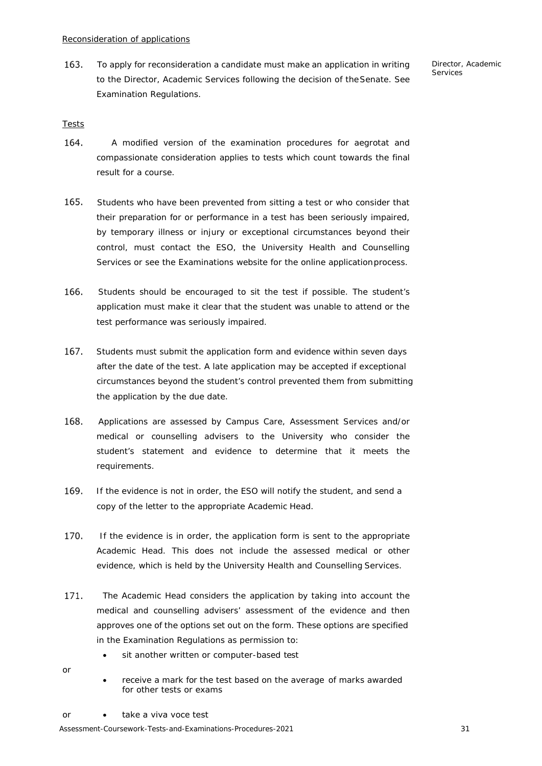Reconsideration of applications

163. To apply for reconsideration a candidate must make an application in writing to the Director, Academic Services following the decision of the Senate. See Examination Regulations.

Director, Academic Services

Tests

164. A modified version of the examination procedures for aegrotat and compassionate consideration applies to tests which count towards the final result for a course.

165. Students who have been prevented from sitting a test or who consider that their preparation for or performance in a test has been seriously impaired, by temporary illness or injury or exceptional circumstances beyond their control, must contact the ESO, the University Health and Counselling Services or see the Examinations website for the online application process.

166. Students should be encouraged to sit the test if possible. The student's application must make it clear that the student was unable to attend or the test performance was seriously impaired.

167. Students must submit the application form and evidence within seven days after the date of the test. A late application may be accepted if exceptional circumstances beyond the student's control prevented them from submitting the application by the due date.

168. Applications are assessed by Campus Care, Assessment Services and/or medical or counselling advisers to the University who consider the student's statement and evidence to determine that it meets the requirements.

169. If the evidence is not in order, the ESO will notify the student, and send a copy of the letter to the appropriate Academic Head.

170. If the evidence is in order, the application form is sent to the appropriate Academic Head. This does not include the assessed medical or other evidence, which is held by the University Health and Counselling Services.

171. The Academic Head considers the application by taking into account the medical and counselling advisers' assessment of the evidence and then approves one of the options set out on the form. These options are specified in the Examination Regulations as permission to:

- sit another written or computer-based test

or

- receive a mark for the test based on the average of marks awarded for other tests or exams

or

- take a viva voce test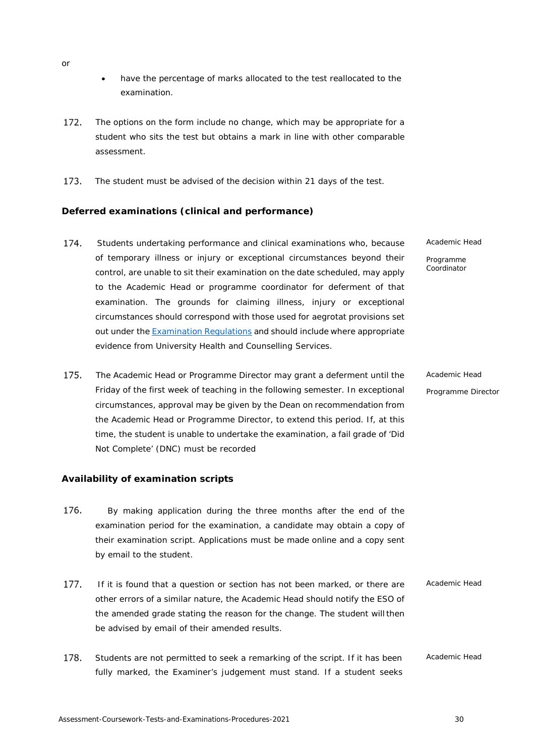or

- have the percentage of marks allocated to the test reallocated to the examination.

172. The options on the form include no change, which may be appropriate for a student who sits the test but obtains a mark in line with other comparable assessment.

173. The student must be advised of the decision within 21 days of the test.

### Deferred examinations (clinical and performance)

174. Students undertaking performance and clinical examinations who, because of temporary illness or injury or exceptional circumstances beyond their control, are unable to sit their examination on the date scheduled, may apply to the Academic Head or programme coordinator for deferment of that examination. The grounds for claiming illness, injury or exceptional circumstances should correspond with those used for aegrotat provisions set out under the [Examination Regulations]() and should include where appropriate evidence from University Health and Counselling Services.

*Academic Head*
*Programme Coordinator*

175. The Academic Head or Programme Director may grant a deferment until the Friday of the first week of teaching in the following semester. In exceptional circumstances, approval may be given by the Dean on recommendation from the Academic Head or Programme Director, to extend this period. If, at this time, the student is unable to undertake the examination, a fail grade of 'Did Not Complete' (DNC) must be recorded

*Academic Head*
*Programme Director*

### Availability of examination scripts

176. By making application during the three months after the end of the examination period for the examination, a candidate may obtain a copy of their examination script. Applications must be made online and a copy sent by email to the student.

177. If it is found that a question or section has not been marked, or there are other errors of a similar nature, the Academic Head should notify the ESO of the amended grade stating the reason for the change. The student will then be advised by email of their amended results.

*Academic Head*

178. Students are not permitted to seek a remarking of the script. If it has been fully marked, the Examiner's judgement must stand. If a student seeks

*Academic Head*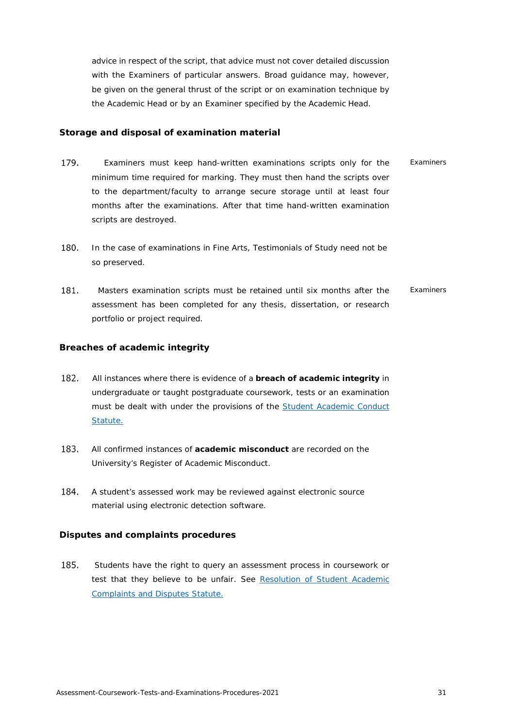advice in respect of the script, that advice must not cover detailed discussion with the Examiners of particular answers. Broad guidance may, however, be given on the general thrust of the script or on examination technique by the Academic Head or by an Examiner specified by the Academic Head.

### Storage and disposal of examination material

179. Examiners must keep hand-written examinations scripts only for the minimum time required for marking. They must then hand the scripts over to the department/faculty to arrange secure storage until at least four months after the examinations. After that time hand-written examination scripts are destroyed. *Examiners*

180. In the case of examinations in Fine Arts, Testimonials of Study need not be so preserved.

181. Masters examination scripts must be retained until six months after the assessment has been completed for any thesis, dissertation, or research portfolio or project required. *Examiners*

### Breaches of academic integrity

182. All instances where there is evidence of a **breach of academic integrity** in undergraduate or taught postgraduate coursework, tests or an examination must be dealt with under the provisions of the Student Academic Conduct Statute.

183. All confirmed instances of **academic misconduct** are recorded on the University's Register of Academic Misconduct.

184. A student's assessed work may be reviewed against electronic source material using electronic detection software.

### Disputes and complaints procedures

185. Students have the right to query an assessment process in coursework or test that they believe to be unfair. See Resolution of Student Academic Complaints and Disputes Statute.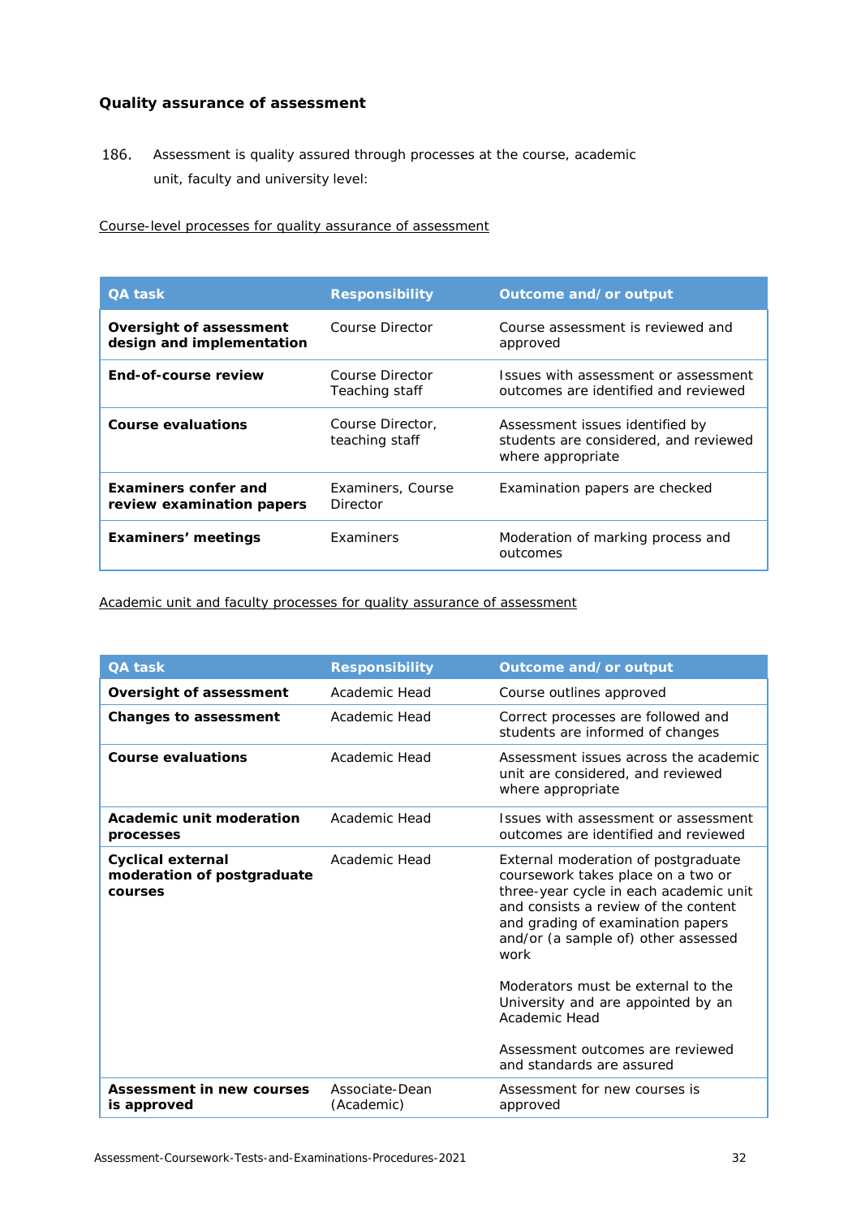### Quality assurance of assessment

186. Assessment is quality assured through processes at the course, academic unit, faculty and university level:

Course-level processes for quality assurance of assessment

| QA task | Responsibility | Outcome and/or output |
|---|---|---|
| **Oversight of assessment design and implementation** | Course Director | Course assessment is reviewed and approved |
| **End-of-course review** | Course Director Teaching staff | Issues with assessment or assessment outcomes are identified and reviewed |
| **Course evaluations** | Course Director, teaching staff | Assessment issues identified by students are considered, and reviewed where appropriate |
| **Examiners confer and review examination papers** | Examiners, Course Director | Examination papers are checked |
| **Examiners' meetings** | Examiners | Moderation of marking process and outcomes |

Academic unit and faculty processes for quality assurance of assessment

| QA task | Responsibility | Outcome and/or output |
|---|---|---|
| **Oversight of assessment** | Academic Head | Course outlines approved |
| **Changes to assessment** | Academic Head | Correct processes are followed and students are informed of changes |
| **Course evaluations** | Academic Head | Assessment issues across the academic unit are considered, and reviewed where appropriate |
| **Academic unit moderation processes** | Academic Head | Issues with assessment or assessment outcomes are identified and reviewed |
| **Cyclical external moderation of postgraduate courses** | Academic Head | External moderation of postgraduate coursework takes place on a two or three-year cycle in each academic unit and consists a review of the content and grading of examination papers and/or (a sample of) other assessed work<br><br>Moderators must be external to the University and are appointed by an Academic Head<br><br>Assessment outcomes are reviewed and standards are assured |
| **Assessment in new courses is approved** | Associate-Dean (Academic) | Assessment for new courses is approved |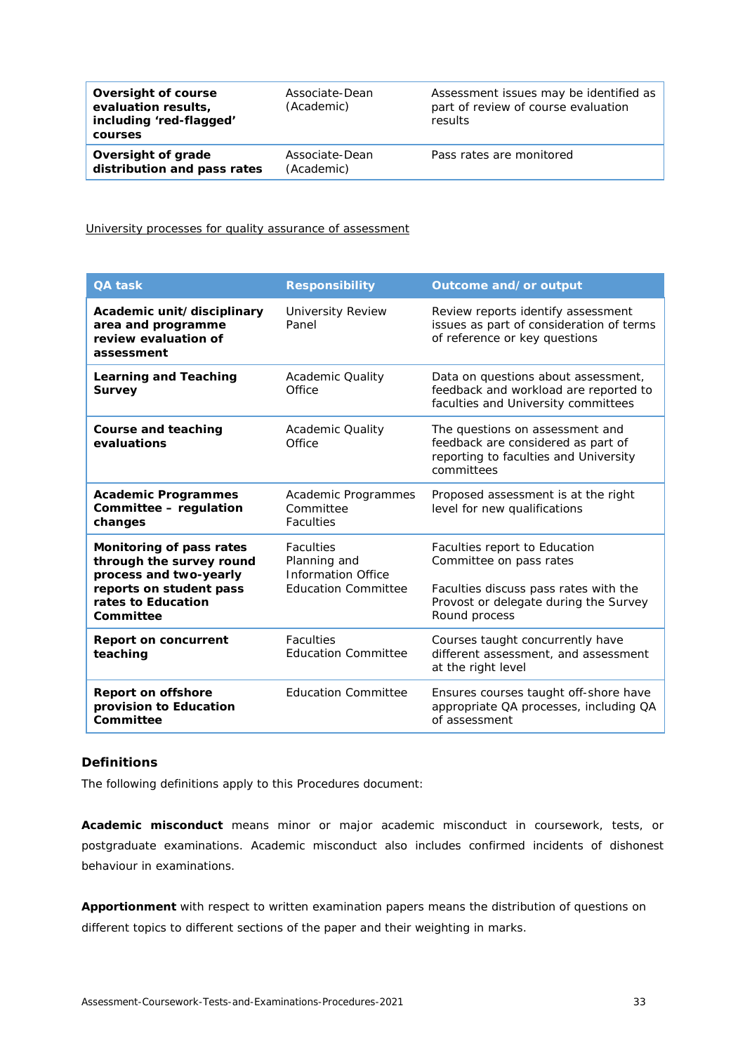| | | |
|---|---|---|
| **Oversight of course evaluation results, including 'red-flagged' courses** | Associate-Dean (Academic) | Assessment issues may be identified as part of review of course evaluation results |
| **Oversight of grade distribution and pass rates** | Associate-Dean (Academic) | Pass rates are monitored |

University processes for quality assurance of assessment

| QA task | Responsibility | Outcome and/or output |
|---|---|---|
| **Academic unit/disciplinary area and programme review evaluation of assessment** | University Review Panel | Review reports identify assessment issues as part of consideration of terms of reference or key questions |
| **Learning and Teaching Survey** | Academic Quality Office | Data on questions about assessment, feedback and workload are reported to faculties and University committees |
| **Course and teaching evaluations** | Academic Quality Office | The questions on assessment and feedback are considered as part of reporting to faculties and University committees |
| **Academic Programmes Committee – regulation changes** | Academic Programmes Committee<br>Faculties | Proposed assessment is at the right level for new qualifications |
| **Monitoring of pass rates through the survey round process and two-yearly reports on student pass rates to Education Committee** | Faculties<br>Planning and Information Office<br>Education Committee | Faculties report to Education Committee on pass rates<br><br>Faculties discuss pass rates with the Provost or delegate during the Survey Round process |
| **Report on concurrent teaching** | Faculties<br>Education Committee | Courses taught concurrently have different assessment, and assessment at the right level |
| **Report on offshore provision to Education Committee** | Education Committee | Ensures courses taught off-shore have appropriate QA processes, including QA of assessment |

### Definitions

The following definitions apply to this Procedures document:

**Academic misconduct** means minor or major academic misconduct in coursework, tests, or postgraduate examinations. Academic misconduct also includes confirmed incidents of dishonest behaviour in examinations.

**Apportionment** with respect to written examination papers means the distribution of questions on different topics to different sections of the paper and their weighting in marks.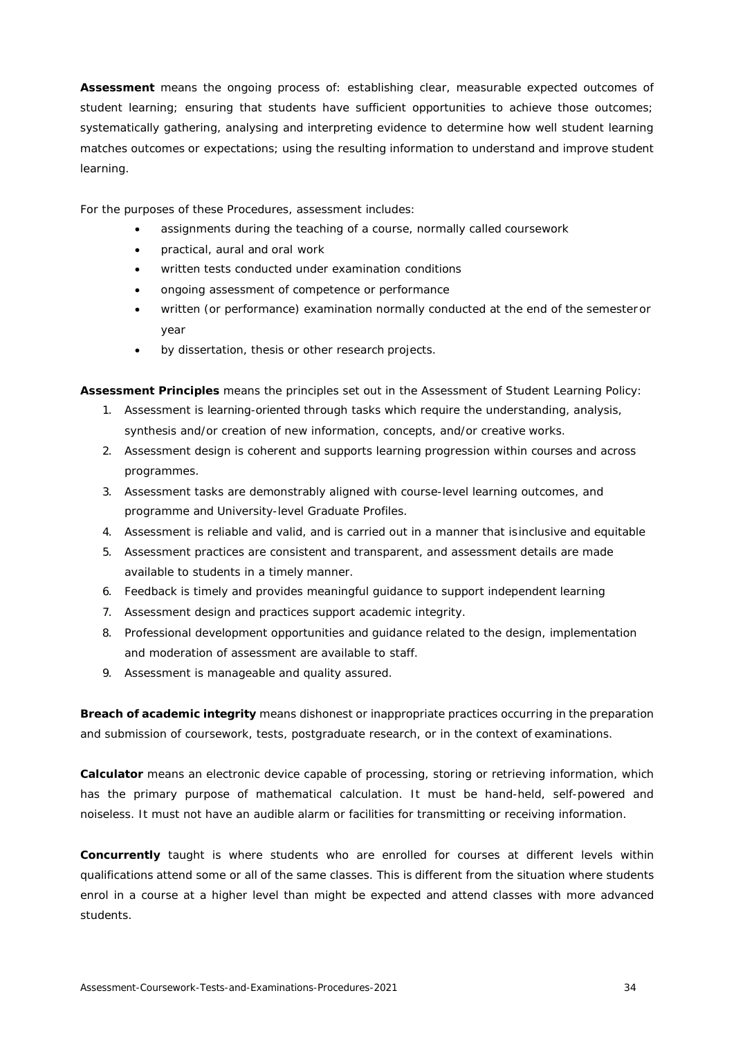**Assessment** means the ongoing process of: establishing clear, measurable expected outcomes of student learning; ensuring that students have sufficient opportunities to achieve those outcomes; systematically gathering, analysing and interpreting evidence to determine how well student learning matches outcomes or expectations; using the resulting information to understand and improve student learning.

For the purposes of these Procedures, assessment includes:

- assignments during the teaching of a course, normally called coursework
- practical, aural and oral work
- written tests conducted under examination conditions
- ongoing assessment of competence or performance
- written (or performance) examination normally conducted at the end of the semester or year
- by dissertation, thesis or other research projects.

**Assessment Principles** means the principles set out in the Assessment of Student Learning Policy:

1. Assessment is learning-oriented through tasks which require the understanding, analysis, synthesis and/or creation of new information, concepts, and/or creative works.
2. Assessment design is coherent and supports learning progression within courses and across programmes.
3. Assessment tasks are demonstrably aligned with course-level learning outcomes, and programme and University-level Graduate Profiles.
4. Assessment is reliable and valid, and is carried out in a manner that is inclusive and equitable
5. Assessment practices are consistent and transparent, and assessment details are made available to students in a timely manner.
6. Feedback is timely and provides meaningful guidance to support independent learning
7. Assessment design and practices support academic integrity.
8. Professional development opportunities and guidance related to the design, implementation and moderation of assessment are available to staff.
9. Assessment is manageable and quality assured.

**Breach of academic integrity** means dishonest or inappropriate practices occurring in the preparation and submission of coursework, tests, postgraduate research, or in the context of examinations.

**Calculator** means an electronic device capable of processing, storing or retrieving information, which has the primary purpose of mathematical calculation. It must be hand-held, self-powered and noiseless. It must not have an audible alarm or facilities for transmitting or receiving information.

**Concurrently** taught is where students who are enrolled for courses at different levels within qualifications attend some or all of the same classes. This is different from the situation where students enrol in a course at a higher level than might be expected and attend classes with more advanced students.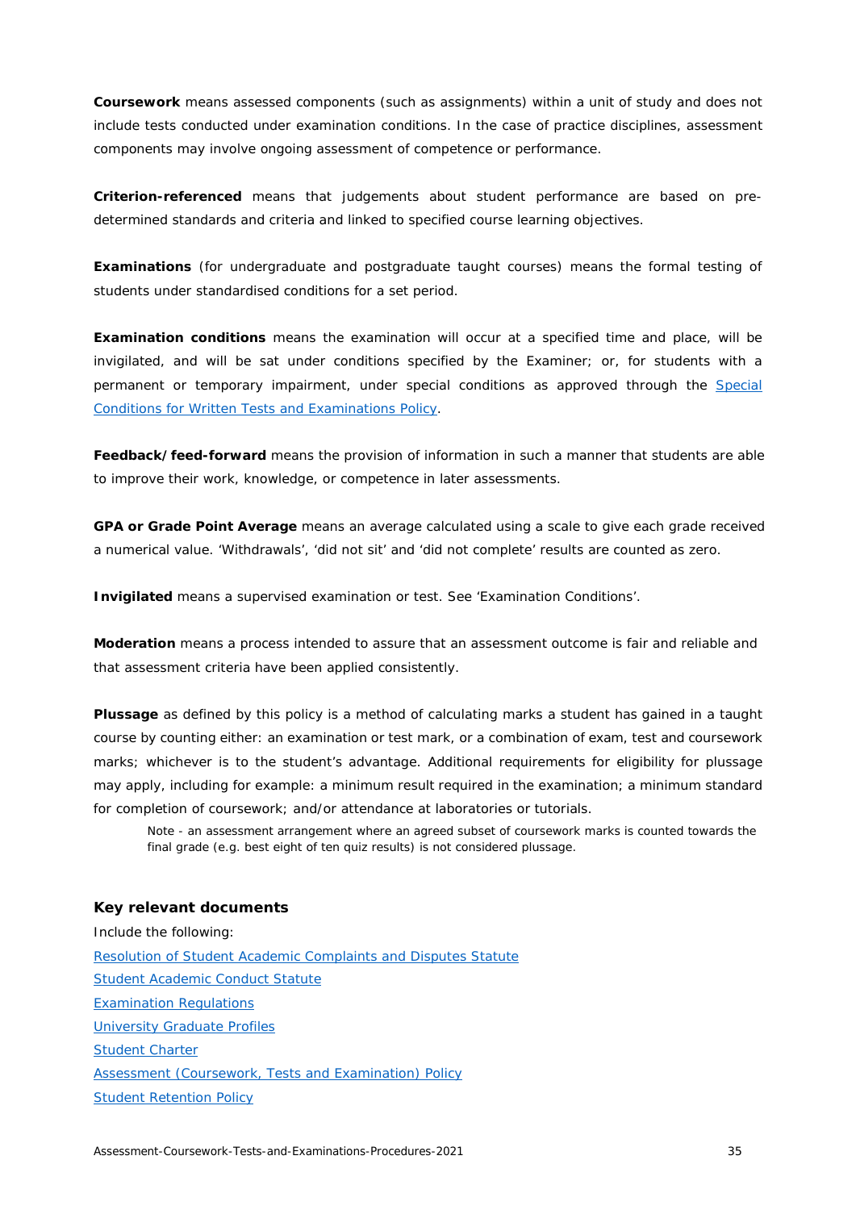**Coursework** means assessed components (such as assignments) within a unit of study and does not include tests conducted under examination conditions. In the case of practice disciplines, assessment components may involve ongoing assessment of competence or performance.

**Criterion-referenced** means that judgements about student performance are based on pre-determined standards and criteria and linked to specified course learning objectives.

**Examinations** (for undergraduate and postgraduate taught courses) means the formal testing of students under standardised conditions for a set period.

**Examination conditions** means the examination will occur at a specified time and place, will be invigilated, and will be sat under conditions specified by the Examiner; or, for students with a permanent or temporary impairment, under special conditions as approved through the [Special Conditions for Written Tests and Examinations Policy]().

**Feedback/feed-forward** means the provision of information in such a manner that students are able to improve their work, knowledge, or competence in later assessments.

**GPA or Grade Point Average** means an average calculated using a scale to give each grade received a numerical value. 'Withdrawals', 'did not sit' and 'did not complete' results are counted as zero.

**Invigilated** means a supervised examination or test. See 'Examination Conditions'.

**Moderation** means a process intended to assure that an assessment outcome is fair and reliable and that assessment criteria have been applied consistently.

**Plussage** as defined by this policy is a method of calculating marks a student has gained in a taught course by counting either: an examination or test mark, or a combination of exam, test and coursework marks; whichever is to the student's advantage. Additional requirements for eligibility for plussage may apply, including for example: a minimum result required in the examination; a minimum standard for completion of coursework; and/or attendance at laboratories or tutorials.

> Note - an assessment arrangement where an agreed subset of coursework marks is counted towards the final grade (e.g. best eight of ten quiz results) is not considered plussage.

### Key relevant documents

Include the following:

[Resolution of Student Academic Complaints and Disputes Statute]()
[Student Academic Conduct Statute]()
[Examination Regulations]()
[University Graduate Profiles]()
[Student Charter]()
[Assessment (Coursework, Tests and Examination) Policy]()
[Student Retention Policy]()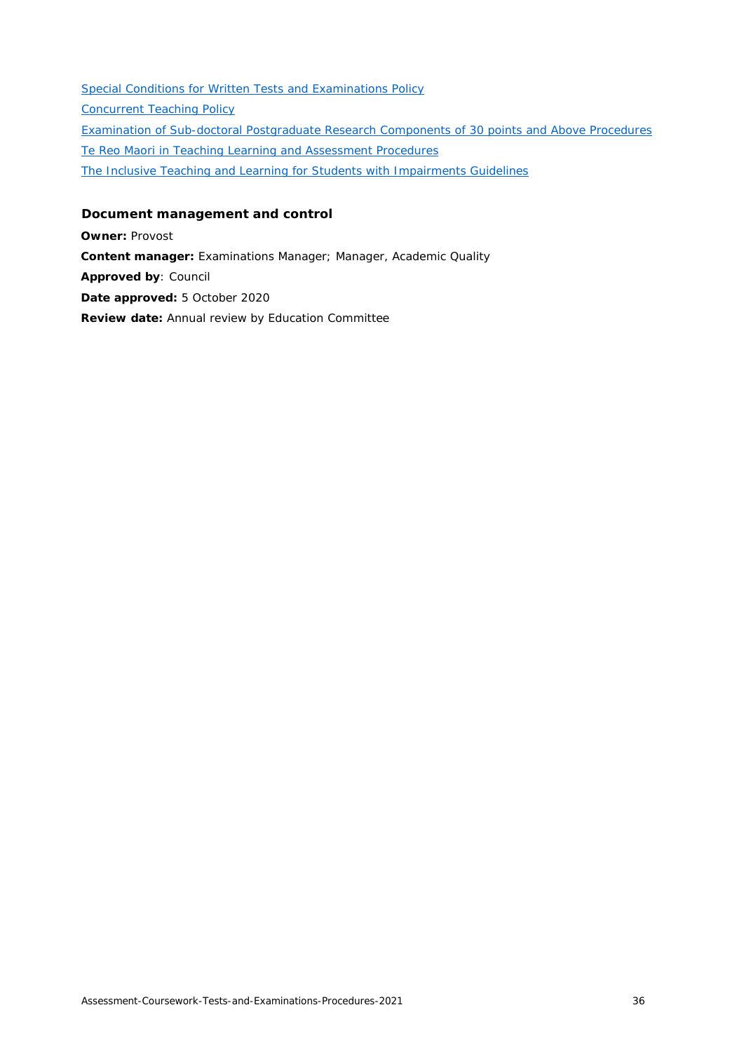[Special Conditions for Written Tests and Examinations Policy]

[Concurrent Teaching Policy]

[Examination of Sub-doctoral Postgraduate Research Components of 30 points and Above Procedures]

[Te Reo Maori in Teaching Learning and Assessment Procedures]

[The Inclusive Teaching and Learning for Students with Impairments Guidelines]

### Document management and control

**Owner:** Provost

**Content manager:** Examinations Manager; Manager, Academic Quality

**Approved by**: Council

**Date approved:** 5 October 2020

**Review date:** Annual review by Education Committee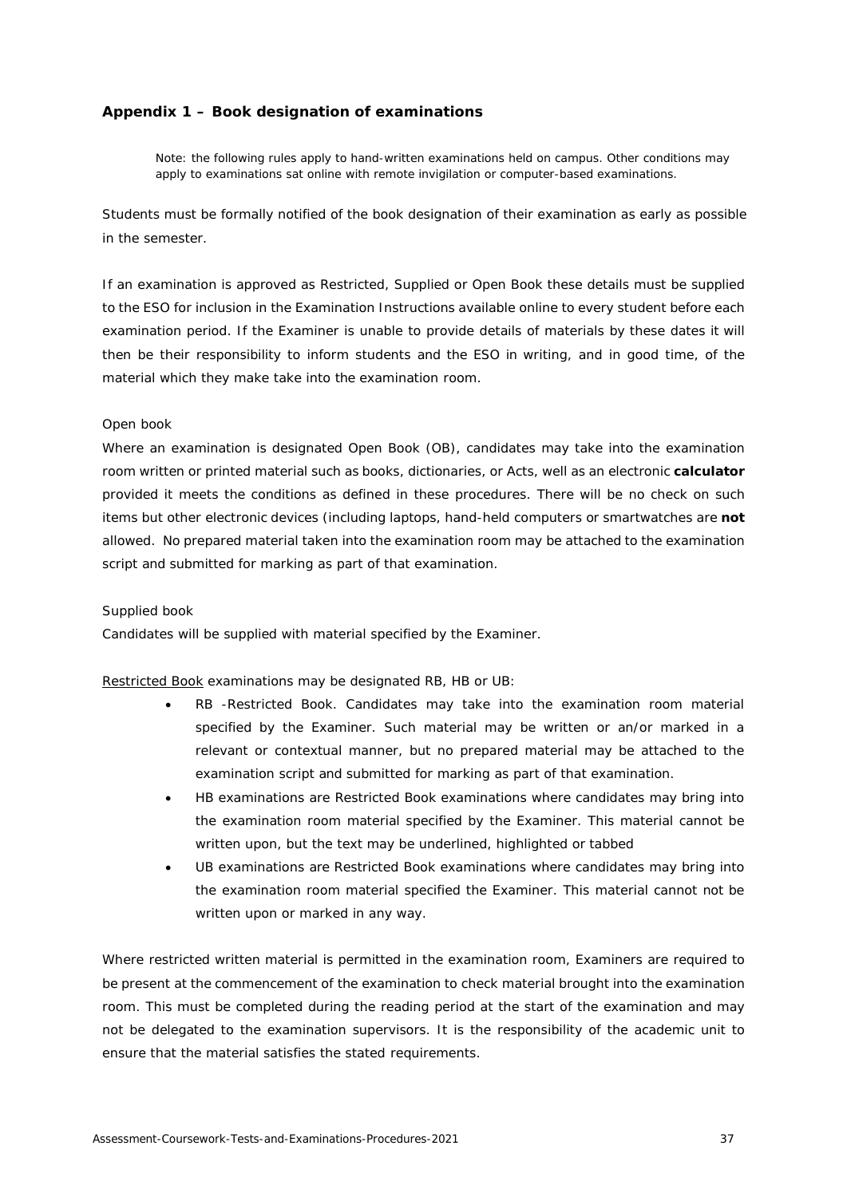## Appendix 1 – Book designation of examinations

> Note: the following rules apply to hand-written examinations held on campus. Other conditions may apply to examinations sat online with remote invigilation or computer-based examinations.

Students must be formally notified of the book designation of their examination as early as possible in the semester.

If an examination is approved as Restricted, Supplied or Open Book these details must be supplied to the ESO for inclusion in the Examination Instructions available online to every student before each examination period. If the Examiner is unable to provide details of materials by these dates it will then be their responsibility to inform students and the ESO in writing, and in good time, of the material which they make take into the examination room.

Open book

Where an examination is designated Open Book (OB), candidates may take into the examination room written or printed material such as books, dictionaries, or Acts, well as an electronic **calculator** provided it meets the conditions as defined in these procedures. There will be no check on such items but other electronic devices (including laptops, hand-held computers or smartwatches are **not** allowed. No prepared material taken into the examination room may be attached to the examination script and submitted for marking as part of that examination.

Supplied book

Candidates will be supplied with material specified by the Examiner.

Restricted Book examinations may be designated RB, HB or UB:

- RB -Restricted Book. Candidates may take into the examination room material specified by the Examiner. Such material may be written or an/or marked in a relevant or contextual manner, but no prepared material may be attached to the examination script and submitted for marking as part of that examination.
- HB examinations are Restricted Book examinations where candidates may bring into the examination room material specified by the Examiner. This material cannot be written upon, but the text may be underlined, highlighted or tabbed
- UB examinations are Restricted Book examinations where candidates may bring into the examination room material specified the Examiner. This material cannot not be written upon or marked in any way.

Where restricted written material is permitted in the examination room, Examiners are required to be present at the commencement of the examination to check material brought into the examination room. This must be completed during the reading period at the start of the examination and may not be delegated to the examination supervisors. It is the responsibility of the academic unit to ensure that the material satisfies the stated requirements.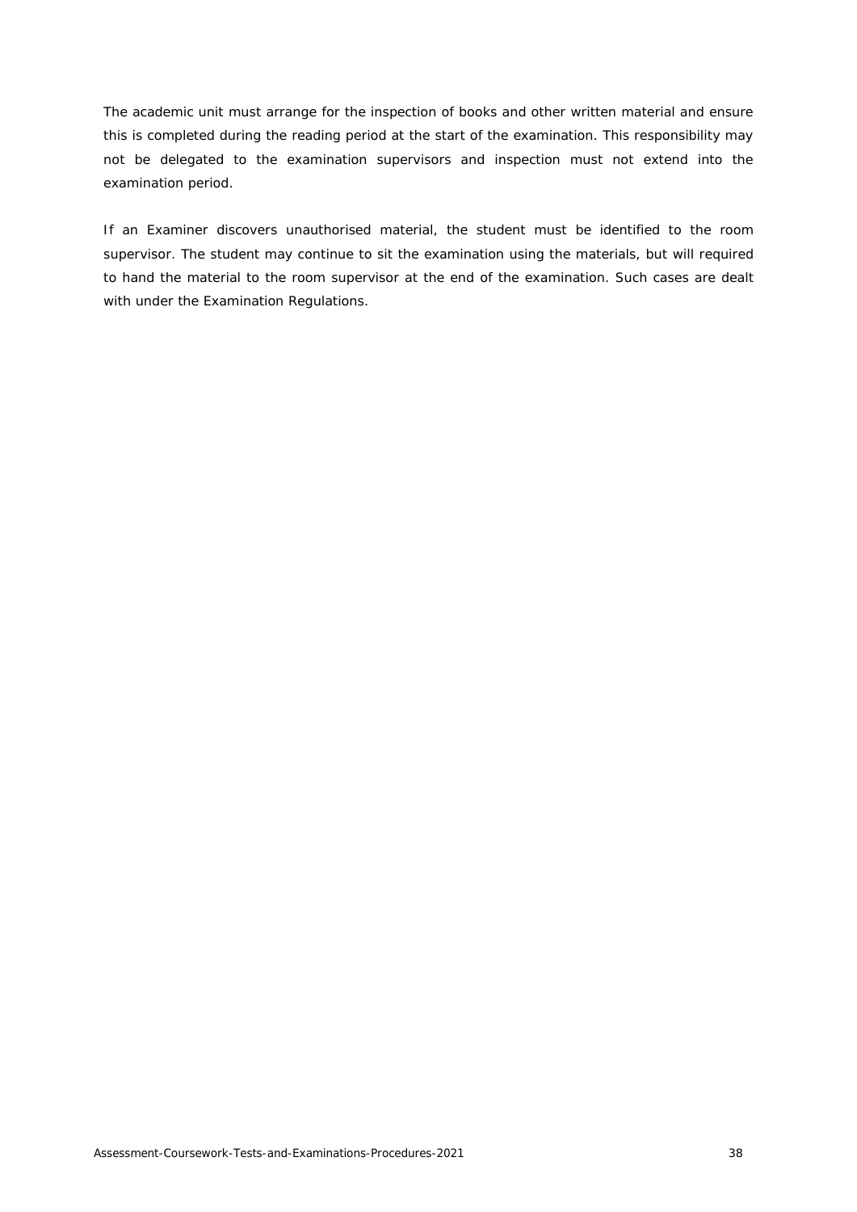The academic unit must arrange for the inspection of books and other written material and ensure this is completed during the reading period at the start of the examination. This responsibility may not be delegated to the examination supervisors and inspection must not extend into the examination period.

If an Examiner discovers unauthorised material, the student must be identified to the room supervisor. The student may continue to sit the examination using the materials, but will required to hand the material to the room supervisor at the end of the examination. Such cases are dealt with under the Examination Regulations.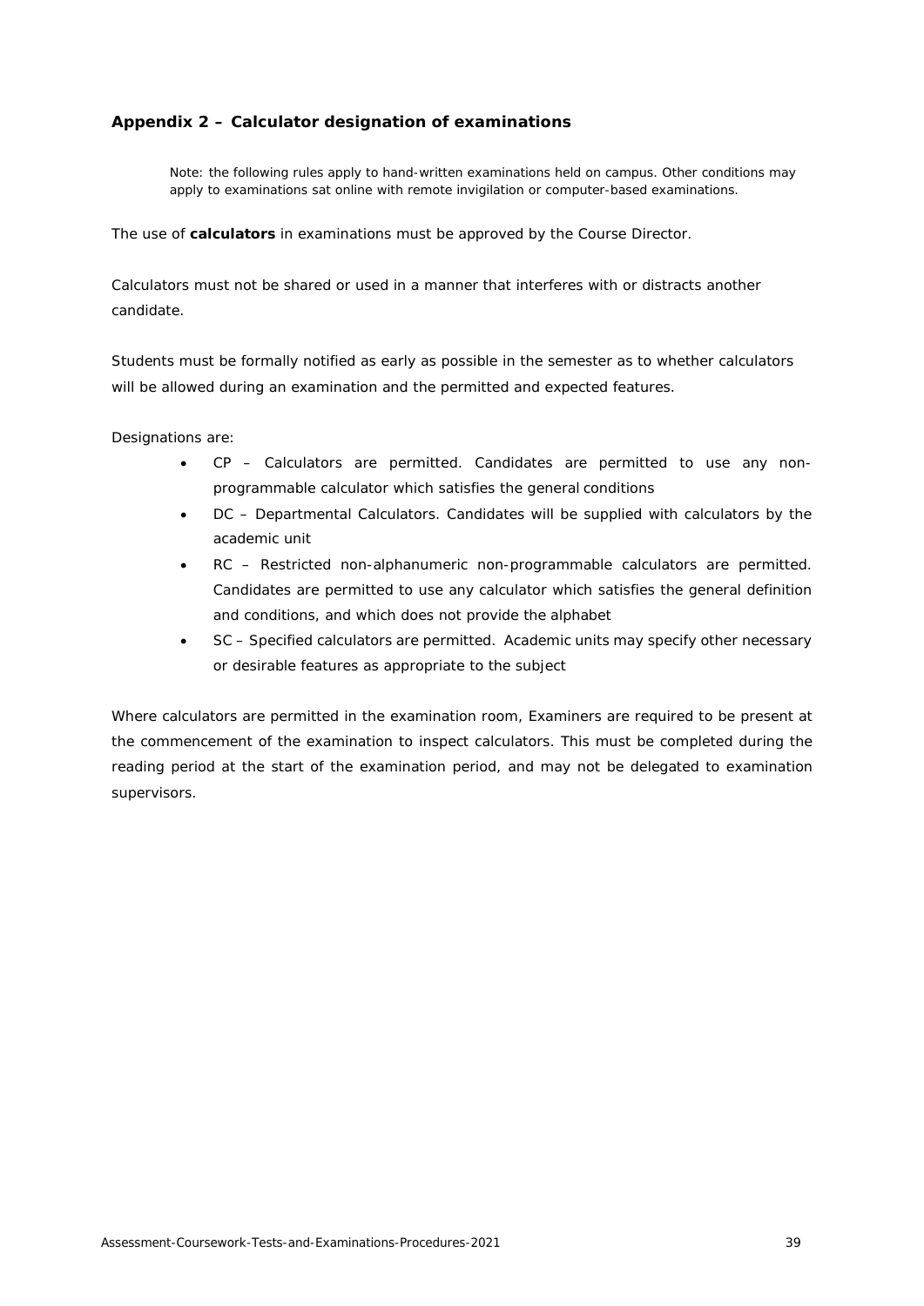## Appendix 2 – Calculator designation of examinations

> Note: the following rules apply to hand-written examinations held on campus. Other conditions may apply to examinations sat online with remote invigilation or computer-based examinations.

The use of **calculators** in examinations must be approved by the Course Director.

Calculators must not be shared or used in a manner that interferes with or distracts another candidate.

Students must be formally notified as early as possible in the semester as to whether calculators will be allowed during an examination and the permitted and expected features.

Designations are:

- CP – Calculators are permitted. Candidates are permitted to use any non-programmable calculator which satisfies the general conditions
- DC – Departmental Calculators. Candidates will be supplied with calculators by the academic unit
- RC – Restricted non-alphanumeric non-programmable calculators are permitted. Candidates are permitted to use any calculator which satisfies the general definition and conditions, and which does not provide the alphabet
- SC – Specified calculators are permitted. Academic units may specify other necessary or desirable features as appropriate to the subject

Where calculators are permitted in the examination room, Examiners are required to be present at the commencement of the examination to inspect calculators. This must be completed during the reading period at the start of the examination period, and may not be delegated to examination supervisors.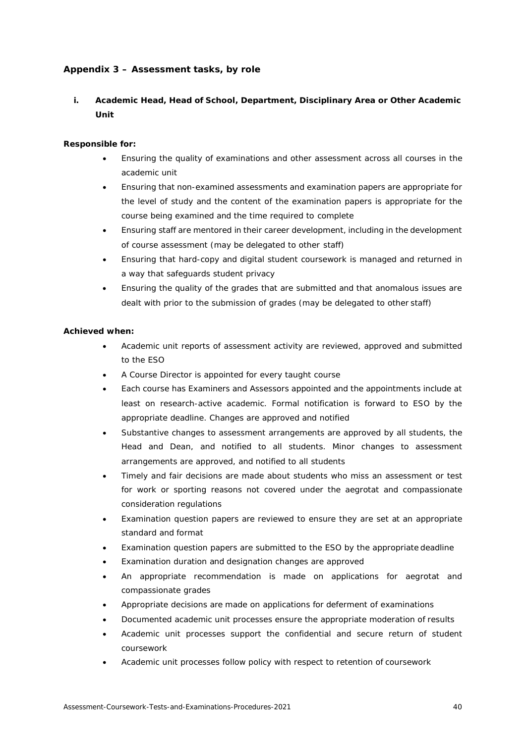## Appendix 3 – Assessment tasks, by role

### i. Academic Head, Head of School, Department, Disciplinary Area or Other Academic Unit

**Responsible for:**

- Ensuring the quality of examinations and other assessment across all courses in the academic unit
- Ensuring that non-examined assessments and examination papers are appropriate for the level of study and the content of the examination papers is appropriate for the course being examined and the time required to complete
- Ensuring staff are mentored in their career development, including in the development of course assessment (may be delegated to other staff)
- Ensuring that hard-copy and digital student coursework is managed and returned in a way that safeguards student privacy
- Ensuring the quality of the grades that are submitted and that anomalous issues are dealt with prior to the submission of grades (may be delegated to other staff)

**Achieved when:**

- Academic unit reports of assessment activity are reviewed, approved and submitted to the ESO
- A Course Director is appointed for every taught course
- Each course has Examiners and Assessors appointed and the appointments include at least on research-active academic. Formal notification is forward to ESO by the appropriate deadline. Changes are approved and notified
- Substantive changes to assessment arrangements are approved by all students, the Head and Dean, and notified to all students. Minor changes to assessment arrangements are approved, and notified to all students
- Timely and fair decisions are made about students who miss an assessment or test for work or sporting reasons not covered under the aegrotat and compassionate consideration regulations
- Examination question papers are reviewed to ensure they are set at an appropriate standard and format
- Examination question papers are submitted to the ESO by the appropriate deadline
- Examination duration and designation changes are approved
- An appropriate recommendation is made on applications for aegrotat and compassionate grades
- Appropriate decisions are made on applications for deferment of examinations
- Documented academic unit processes ensure the appropriate moderation of results
- Academic unit processes support the confidential and secure return of student coursework
- Academic unit processes follow policy with respect to retention of coursework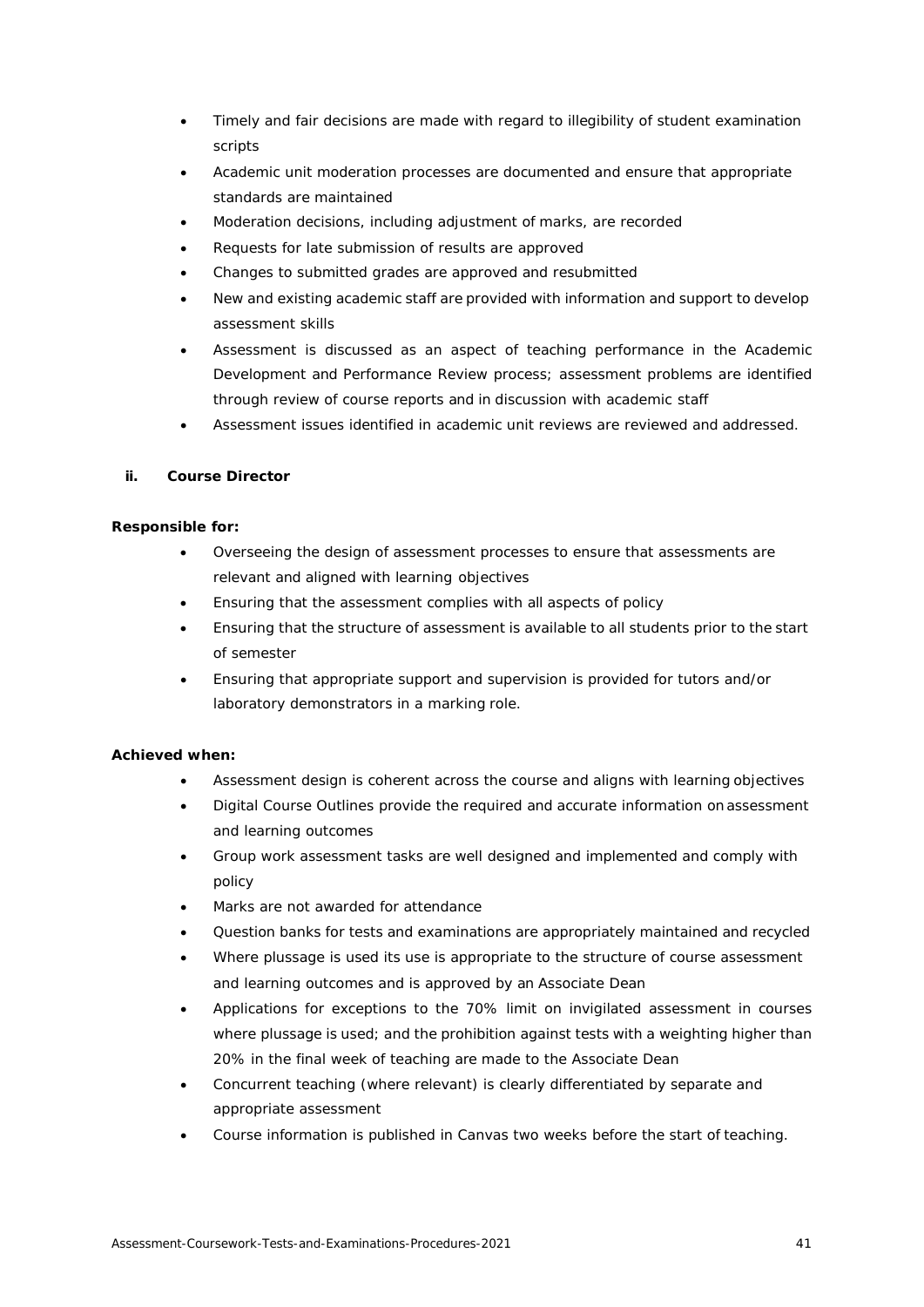- Timely and fair decisions are made with regard to illegibility of student examination scripts
- Academic unit moderation processes are documented and ensure that appropriate standards are maintained
- Moderation decisions, including adjustment of marks, are recorded
- Requests for late submission of results are approved
- Changes to submitted grades are approved and resubmitted
- New and existing academic staff are provided with information and support to develop assessment skills
- Assessment is discussed as an aspect of teaching performance in the Academic Development and Performance Review process; assessment problems are identified through review of course reports and in discussion with academic staff
- Assessment issues identified in academic unit reviews are reviewed and addressed.

### ii. Course Director

**Responsible for:**

- Overseeing the design of assessment processes to ensure that assessments are relevant and aligned with learning objectives
- Ensuring that the assessment complies with all aspects of policy
- Ensuring that the structure of assessment is available to all students prior to the start of semester
- Ensuring that appropriate support and supervision is provided for tutors and/or laboratory demonstrators in a marking role.

**Achieved when:**

- Assessment design is coherent across the course and aligns with learning objectives
- Digital Course Outlines provide the required and accurate information on assessment and learning outcomes
- Group work assessment tasks are well designed and implemented and comply with policy
- Marks are not awarded for attendance
- Question banks for tests and examinations are appropriately maintained and recycled
- Where plussage is used its use is appropriate to the structure of course assessment and learning outcomes and is approved by an Associate Dean
- Applications for exceptions to the 70% limit on invigilated assessment in courses where plussage is used; and the prohibition against tests with a weighting higher than 20% in the final week of teaching are made to the Associate Dean
- Concurrent teaching (where relevant) is clearly differentiated by separate and appropriate assessment
- Course information is published in Canvas two weeks before the start of teaching.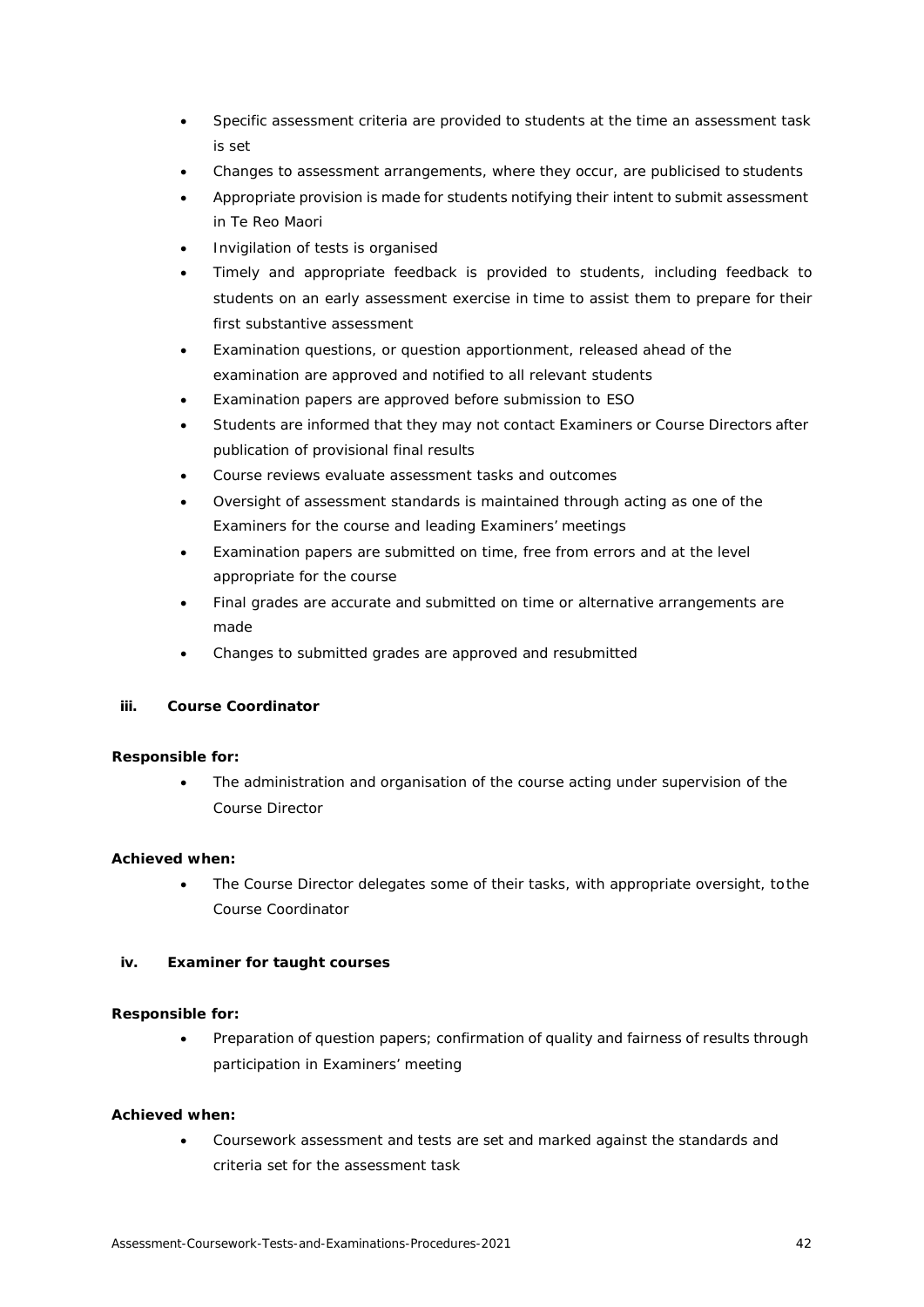- Specific assessment criteria are provided to students at the time an assessment task is set
- Changes to assessment arrangements, where they occur, are publicised to students
- Appropriate provision is made for students notifying their intent to submit assessment in Te Reo Maori
- Invigilation of tests is organised
- Timely and appropriate feedback is provided to students, including feedback to students on an early assessment exercise in time to assist them to prepare for their first substantive assessment
- Examination questions, or question apportionment, released ahead of the examination are approved and notified to all relevant students
- Examination papers are approved before submission to ESO
- Students are informed that they may not contact Examiners or Course Directors after publication of provisional final results
- Course reviews evaluate assessment tasks and outcomes
- Oversight of assessment standards is maintained through acting as one of the Examiners for the course and leading Examiners' meetings
- Examination papers are submitted on time, free from errors and at the level appropriate for the course
- Final grades are accurate and submitted on time or alternative arrangements are made
- Changes to submitted grades are approved and resubmitted

#### iii. Course Coordinator

**Responsible for:**

- The administration and organisation of the course acting under supervision of the Course Director

**Achieved when:**

- The Course Director delegates some of their tasks, with appropriate oversight, to the Course Coordinator

#### iv. Examiner for taught courses

**Responsible for:**

- Preparation of question papers; confirmation of quality and fairness of results through participation in Examiners' meeting

**Achieved when:**

- Coursework assessment and tests are set and marked against the standards and criteria set for the assessment task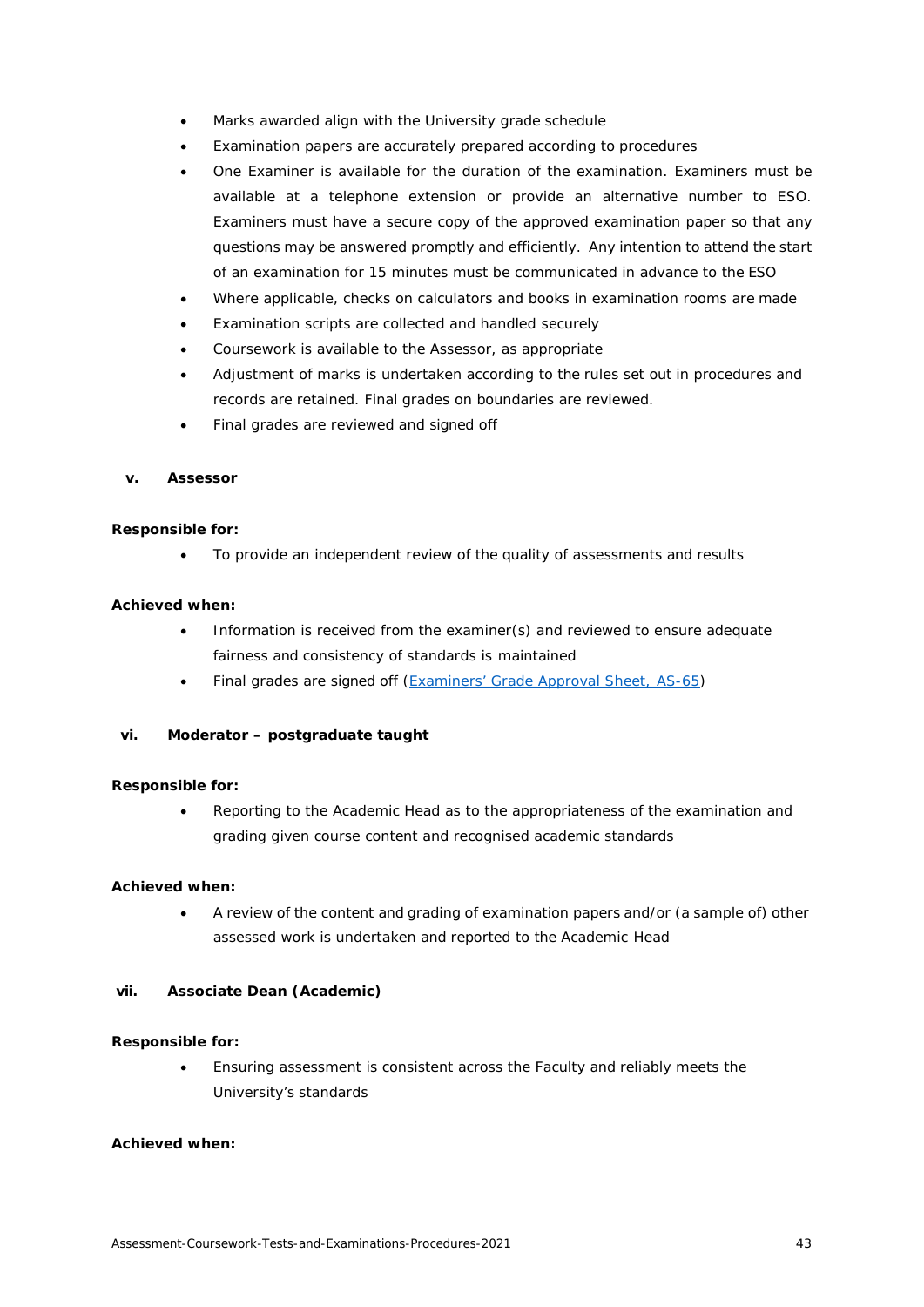- Marks awarded align with the University grade schedule
- Examination papers are accurately prepared according to procedures
- One Examiner is available for the duration of the examination. Examiners must be available at a telephone extension or provide an alternative number to ESO. Examiners must have a secure copy of the approved examination paper so that any questions may be answered promptly and efficiently. Any intention to attend the start of an examination for 15 minutes must be communicated in advance to the ESO
- Where applicable, checks on calculators and books in examination rooms are made
- Examination scripts are collected and handled securely
- Coursework is available to the Assessor, as appropriate
- Adjustment of marks is undertaken according to the rules set out in procedures and records are retained. Final grades on boundaries are reviewed.
- Final grades are reviewed and signed off

#### v. Assessor

**Responsible for:**

- To provide an independent review of the quality of assessments and results

**Achieved when:**

- Information is received from the examiner(s) and reviewed to ensure adequate fairness and consistency of standards is maintained
- Final grades are signed off ([Examiners' Grade Approval Sheet, AS-65](Examiners' Grade Approval Sheet, AS-65))

#### vi. Moderator – postgraduate taught

**Responsible for:**

- Reporting to the Academic Head as to the appropriateness of the examination and grading given course content and recognised academic standards

**Achieved when:**

- A review of the content and grading of examination papers and/or (a sample of) other assessed work is undertaken and reported to the Academic Head

#### vii. Associate Dean (Academic)

**Responsible for:**

- Ensuring assessment is consistent across the Faculty and reliably meets the University's standards

**Achieved when:**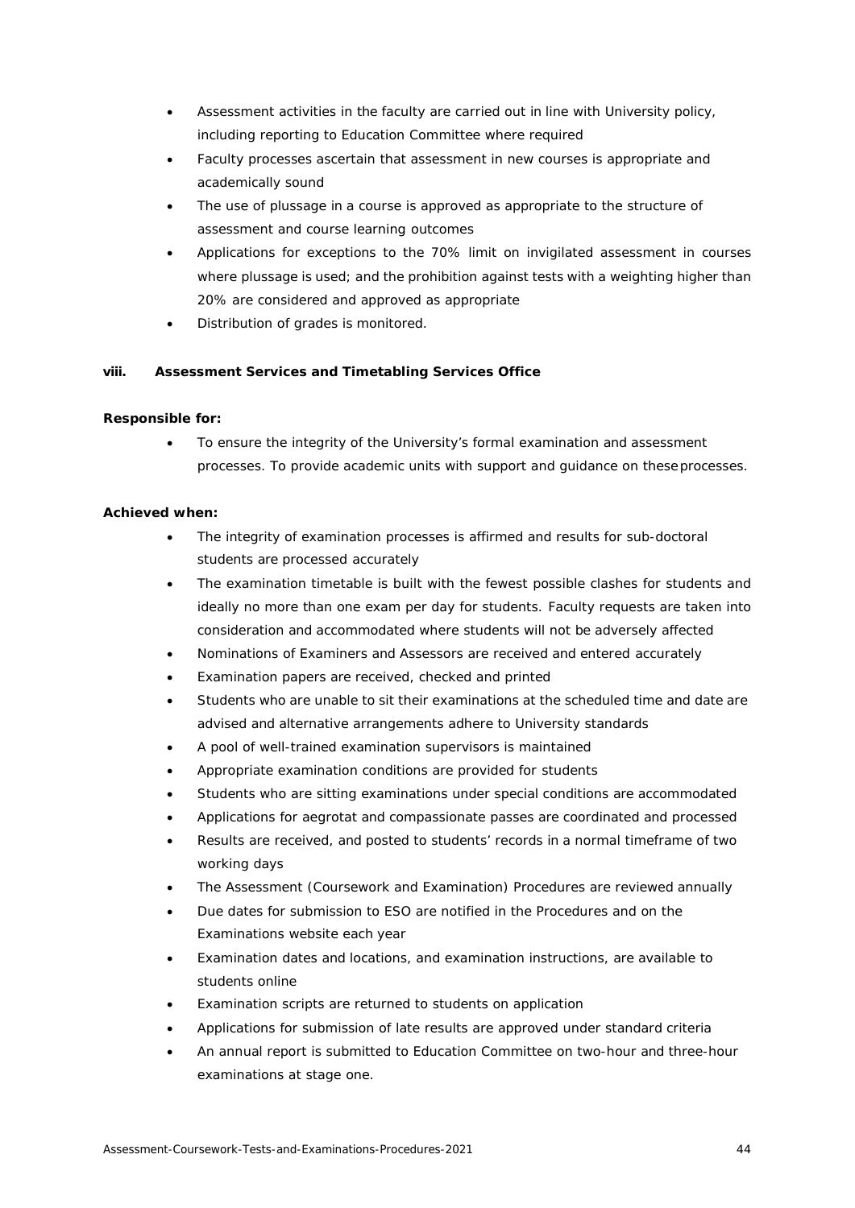- Assessment activities in the faculty are carried out in line with University policy, including reporting to Education Committee where required
- Faculty processes ascertain that assessment in new courses is appropriate and academically sound
- The use of plussage in a course is approved as appropriate to the structure of assessment and course learning outcomes
- Applications for exceptions to the 70% limit on invigilated assessment in courses where plussage is used; and the prohibition against tests with a weighting higher than 20% are considered and approved as appropriate
- Distribution of grades is monitored.

**viii. Assessment Services and Timetabling Services Office**

**Responsible for:**

- To ensure the integrity of the University's formal examination and assessment processes. To provide academic units with support and guidance on these processes.

**Achieved when:**

- The integrity of examination processes is affirmed and results for sub-doctoral students are processed accurately
- The examination timetable is built with the fewest possible clashes for students and ideally no more than one exam per day for students. Faculty requests are taken into consideration and accommodated where students will not be adversely affected
- Nominations of Examiners and Assessors are received and entered accurately
- Examination papers are received, checked and printed
- Students who are unable to sit their examinations at the scheduled time and date are advised and alternative arrangements adhere to University standards
- A pool of well-trained examination supervisors is maintained
- Appropriate examination conditions are provided for students
- Students who are sitting examinations under special conditions are accommodated
- Applications for aegrotat and compassionate passes are coordinated and processed
- Results are received, and posted to students' records in a normal timeframe of two working days
- The Assessment (Coursework and Examination) Procedures are reviewed annually
- Due dates for submission to ESO are notified in the Procedures and on the Examinations website each year
- Examination dates and locations, and examination instructions, are available to students online
- Examination scripts are returned to students on application
- Applications for submission of late results are approved under standard criteria
- An annual report is submitted to Education Committee on two-hour and three-hour examinations at stage one.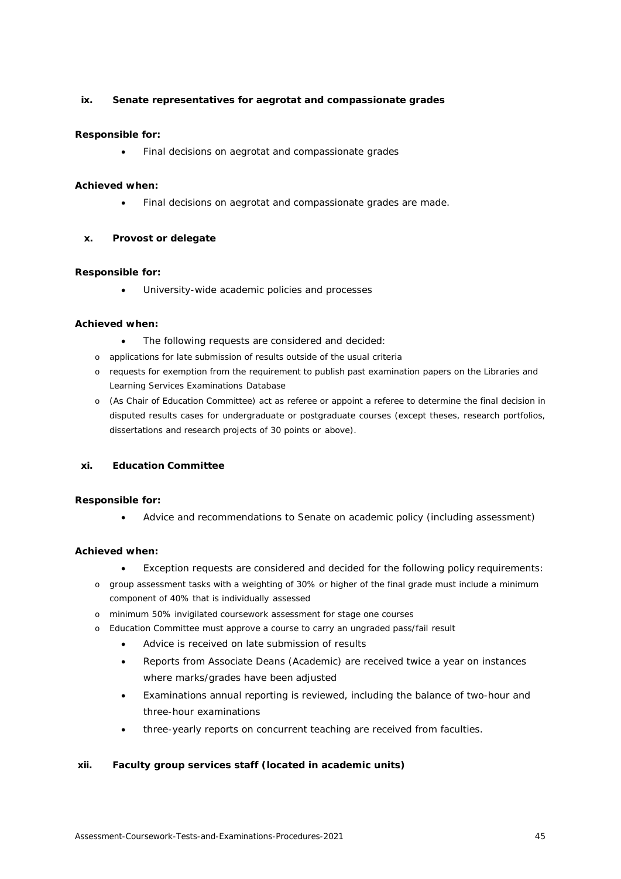### ix. Senate representatives for aegrotat and compassionate grades

**Responsible for:**

- Final decisions on aegrotat and compassionate grades

**Achieved when:**

- Final decisions on aegrotat and compassionate grades are made.

### x. Provost or delegate

**Responsible for:**

- University-wide academic policies and processes

**Achieved when:**

- The following requests are considered and decided:
  - applications for late submission of results outside of the usual criteria
  - requests for exemption from the requirement to publish past examination papers on the Libraries and Learning Services Examinations Database
  - (As Chair of Education Committee) act as referee or appoint a referee to determine the final decision in disputed results cases for undergraduate or postgraduate courses (except theses, research portfolios, dissertations and research projects of 30 points or above).

### xi. Education Committee

**Responsible for:**

- Advice and recommendations to Senate on academic policy (including assessment)

**Achieved when:**

- Exception requests are considered and decided for the following policy requirements:
  - group assessment tasks with a weighting of 30% or higher of the final grade must include a minimum component of 40% that is individually assessed
  - minimum 50% invigilated coursework assessment for stage one courses
  - Education Committee must approve a course to carry an ungraded pass/fail result
- Advice is received on late submission of results
- Reports from Associate Deans (Academic) are received twice a year on instances where marks/grades have been adjusted
- Examinations annual reporting is reviewed, including the balance of two-hour and three-hour examinations
- three-yearly reports on concurrent teaching are received from faculties.

### xii. Faculty group services staff (located in academic units)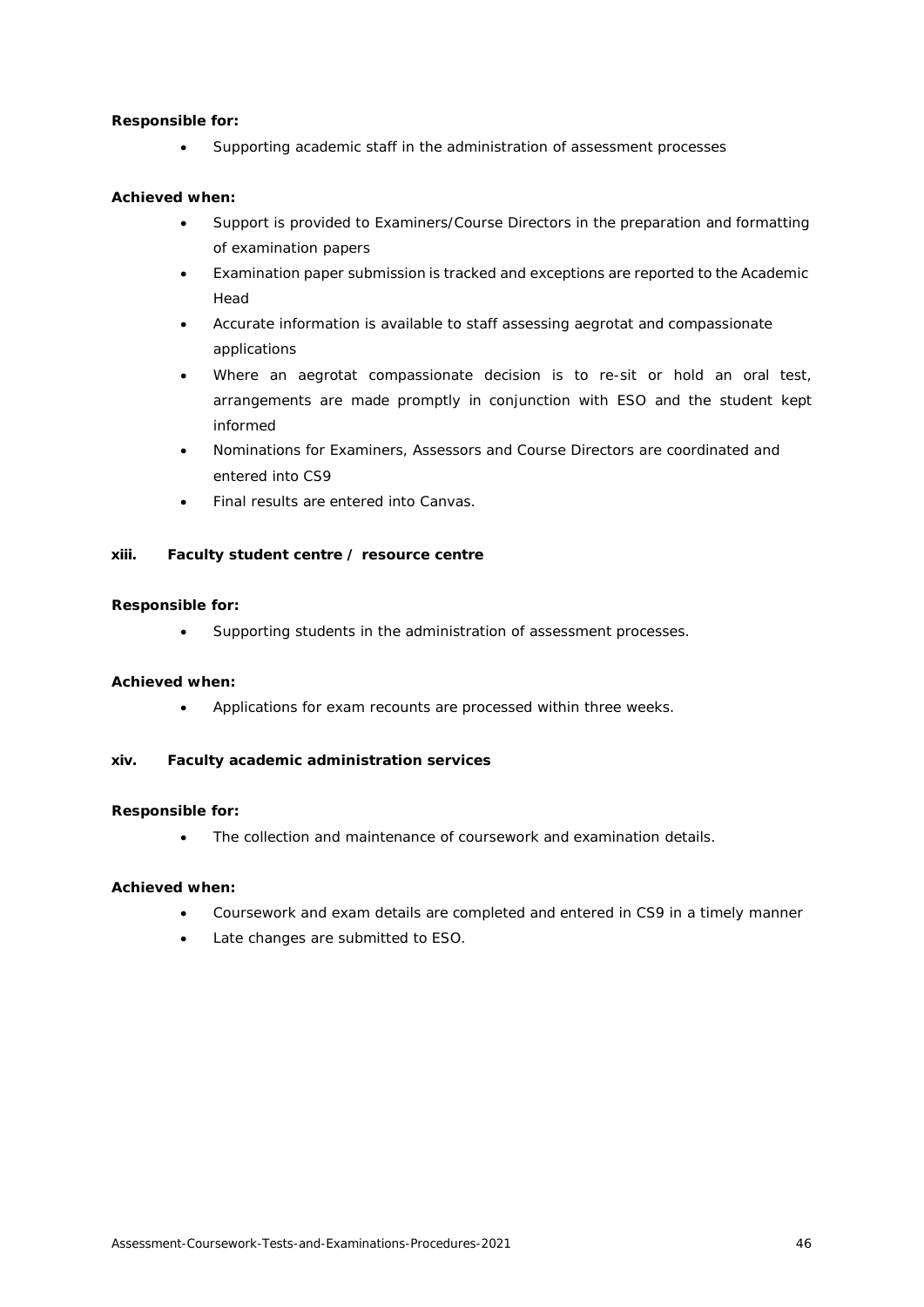**Responsible for:**

- Supporting academic staff in the administration of assessment processes

**Achieved when:**

- Support is provided to Examiners/Course Directors in the preparation and formatting of examination papers
- Examination paper submission is tracked and exceptions are reported to the Academic Head
- Accurate information is available to staff assessing aegrotat and compassionate applications
- Where an aegrotat compassionate decision is to re-sit or hold an oral test, arrangements are made promptly in conjunction with ESO and the student kept informed
- Nominations for Examiners, Assessors and Course Directors are coordinated and entered into CS9
- Final results are entered into Canvas.

**xiii. Faculty student centre / resource centre**

**Responsible for:**

- Supporting students in the administration of assessment processes.

**Achieved when:**

- Applications for exam recounts are processed within three weeks.

**xiv. Faculty academic administration services**

**Responsible for:**

- The collection and maintenance of coursework and examination details.

**Achieved when:**

- Coursework and exam details are completed and entered in CS9 in a timely manner
- Late changes are submitted to ESO.